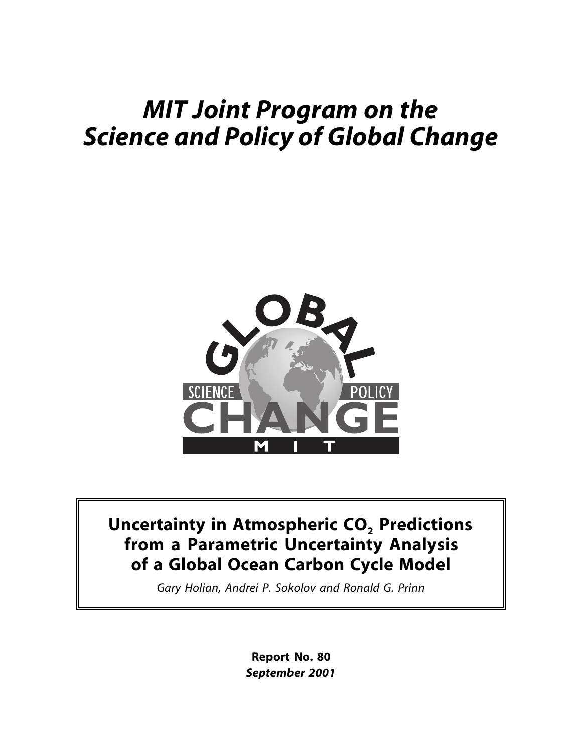# *MIT Joint Program on the Science and Policy of Global Change*

## Uncertainty in Atmospheric $CO_2$ Predictions from a Parametric Uncertainty Analysis of a Global Ocean Carbon Cycle Model

*Gary Holian, Andrei P. Sokolov and Ronald G. Prinn*

**Report No. 80**
***September 2001***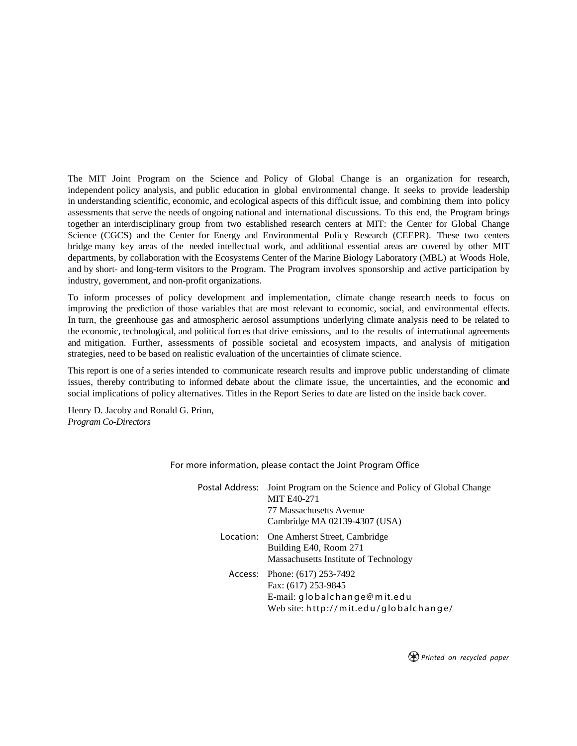The MIT Joint Program on the Science and Policy of Global Change is an organization for research, independent policy analysis, and public education in global environmental change. It seeks to provide leadership in understanding scientific, economic, and ecological aspects of this difficult issue, and combining them into policy assessments that serve the needs of ongoing national and international discussions. To this end, the Program brings together an interdisciplinary group from two established research centers at MIT: the Center for Global Change Science (CGCS) and the Center for Energy and Environmental Policy Research (CEEPR). These two centers bridge many key areas of the needed intellectual work, and additional essential areas are covered by other MIT departments, by collaboration with the Ecosystems Center of the Marine Biology Laboratory (MBL) at Woods Hole, and by short- and long-term visitors to the Program. The Program involves sponsorship and active participation by industry, government, and non-profit organizations.

To inform processes of policy development and implementation, climate change research needs to focus on improving the prediction of those variables that are most relevant to economic, social, and environmental effects. In turn, the greenhouse gas and atmospheric aerosol assumptions underlying climate analysis need to be related to the economic, technological, and political forces that drive emissions, and to the results of international agreements and mitigation. Further, assessments of possible societal and ecosystem impacts, and analysis of mitigation strategies, need to be based on realistic evaluation of the uncertainties of climate science.

This report is one of a series intended to communicate research results and improve public understanding of climate issues, thereby contributing to informed debate about the climate issue, the uncertainties, and the economic and social implications of policy alternatives. Titles in the Report Series to date are listed on the inside back cover.

Henry D. Jacoby and Ronald G. Prinn,
*Program Co-Directors*

For more information, please contact the Joint Program Office

Postal Address: Joint Program on the Science and Policy of Global Change
MIT E40-271
77 Massachusetts Avenue
Cambridge MA 02139-4307 (USA)

Location: One Amherst Street, Cambridge
Building E40, Room 271
Massachusetts Institute of Technology

Access: Phone: (617) 253-7492
Fax: (617) 253-9845
E-mail: globalchange@mit.edu
Web site: http://mit.edu/globalchange/

*Printed on recycled paper*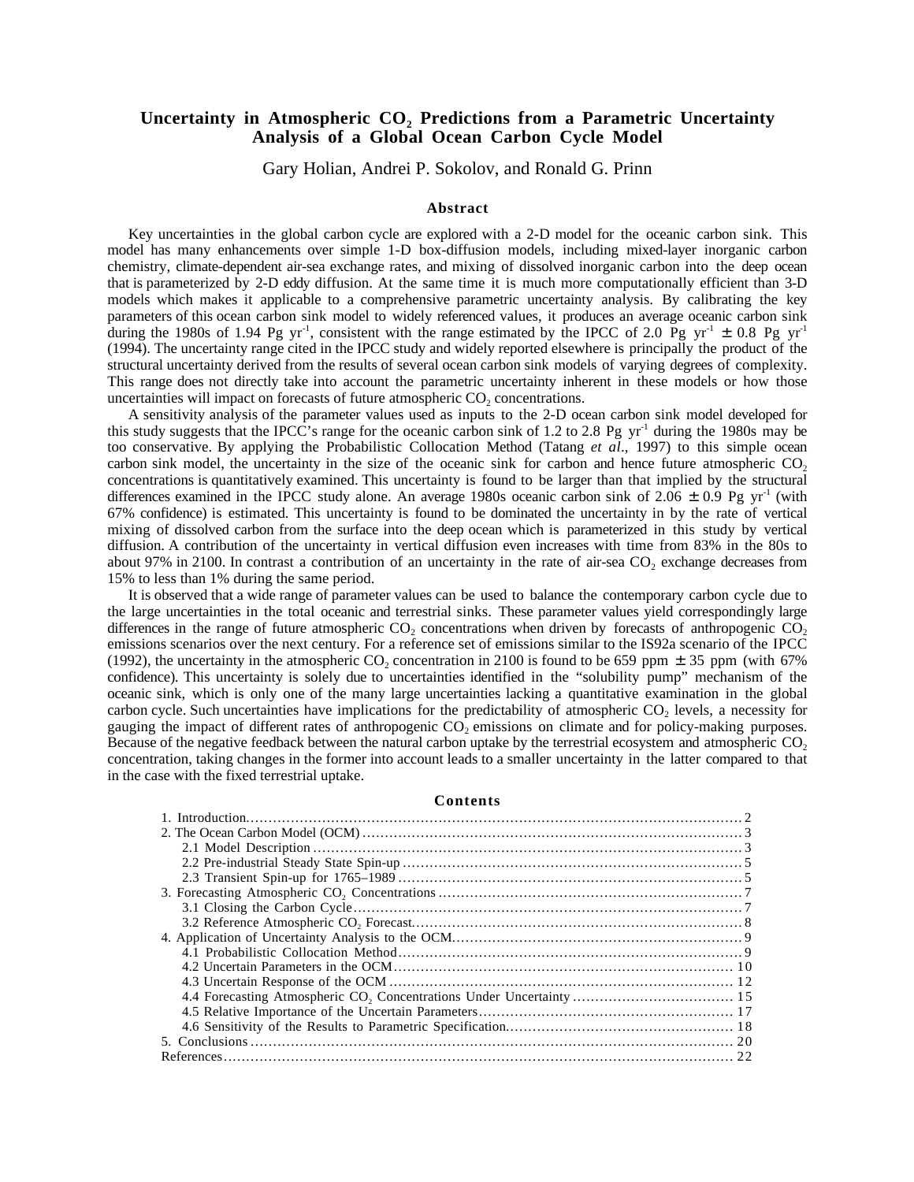# Uncertainty in Atmospheric $CO_2$ Predictions from a Parametric Uncertainty Analysis of a Global Ocean Carbon Cycle Model

Gary Holian, Andrei P. Sokolov, and Ronald G. Prinn

### Abstract

Key uncertainties in the global carbon cycle are explored with a 2-D model for the oceanic carbon sink. This model has many enhancements over simple 1-D box-diffusion models, including mixed-layer inorganic carbon chemistry, climate-dependent air-sea exchange rates, and mixing of dissolved inorganic carbon into the deep ocean that is parameterized by 2-D eddy diffusion. At the same time it is much more computationally efficient than 3-D models which makes it applicable to a comprehensive parametric uncertainty analysis. By calibrating the key parameters of this ocean carbon sink model to widely referenced values, it produces an average oceanic carbon sink during the 1980s of 1.94 Pg $yr^{-1}$, consistent with the range estimated by the IPCC of 2.0 Pg $yr^{-1}$ $\pm$ 0.8 Pg $yr^{-1}$ (1994). The uncertainty range cited in the IPCC study and widely reported elsewhere is principally the product of the structural uncertainty derived from the results of several ocean carbon sink models of varying degrees of complexity. This range does not directly take into account the parametric uncertainty inherent in these models or how those uncertainties will impact on forecasts of future atmospheric $CO_2$ concentrations.

A sensitivity analysis of the parameter values used as inputs to the 2-D ocean carbon sink model developed for this study suggests that the IPCC's range for the oceanic carbon sink of 1.2 to 2.8 Pg $yr^{-1}$ during the 1980s may be too conservative. By applying the Probabilistic Collocation Method (Tatang *et al*., 1997) to this simple ocean carbon sink model, the uncertainty in the size of the oceanic sink for carbon and hence future atmospheric $CO_2$ concentrations is quantitatively examined. This uncertainty is found to be larger than that implied by the structural differences examined in the IPCC study alone. An average 1980s oceanic carbon sink of 2.06 $\pm$ 0.9 Pg $yr^{-1}$ (with 67% confidence) is estimated. This uncertainty is found to be dominated the uncertainty in by the rate of vertical mixing of dissolved carbon from the surface into the deep ocean which is parameterized in this study by vertical diffusion. A contribution of the uncertainty in vertical diffusion even increases with time from 83% in the 80s to about 97% in 2100. In contrast a contribution of an uncertainty in the rate of air-sea $CO_2$ exchange decreases from 15% to less than 1% during the same period.

It is observed that a wide range of parameter values can be used to balance the contemporary carbon cycle due to the large uncertainties in the total oceanic and terrestrial sinks. These parameter values yield correspondingly large differences in the range of future atmospheric $CO_2$ concentrations when driven by forecasts of anthropogenic $CO_2$ emissions scenarios over the next century. For a reference set of emissions similar to the IS92a scenario of the IPCC (1992), the uncertainty in the atmospheric $CO_2$ concentration in 2100 is found to be 659 ppm $\pm$ 35 ppm (with 67% confidence). This uncertainty is solely due to uncertainties identified in the "solubility pump" mechanism of the oceanic sink, which is only one of the many large uncertainties lacking a quantitative examination in the global carbon cycle. Such uncertainties have implications for the predictability of atmospheric $CO_2$ levels, a necessity for gauging the impact of different rates of anthropogenic $CO_2$ emissions on climate and for policy-making purposes. Because of the negative feedback between the natural carbon uptake by the terrestrial ecosystem and atmospheric $CO_2$ concentration, taking changes in the former into account leads to a smaller uncertainty in the latter compared to that in the case with the fixed terrestrial uptake.

### Contents

1. Introduction ........ 2
2. The Ocean Carbon Model (OCM) ........ 3
   - 2.1 Model Description ........ 3
   - 2.2 Pre-industrial Steady State Spin-up ........ 5
   - 2.3 Transient Spin-up for 1765–1989 ........ 5
3. Forecasting Atmospheric $CO_2$ Concentrations ........ 7
   - 3.1 Closing the Carbon Cycle ........ 7
   - 3.2 Reference Atmospheric $CO_2$ Forecast ........ 8
4. Application of Uncertainty Analysis to the OCM ........ 9
   - 4.1 Probabilistic Collocation Method ........ 9
   - 4.2 Uncertain Parameters in the OCM ........ 10
   - 4.3 Uncertain Response of the OCM ........ 12
   - 4.4 Forecasting Atmospheric $CO_2$ Concentrations Under Uncertainty ........ 15
   - 4.5 Relative Importance of the Uncertain Parameters ........ 17
   - 4.6 Sensitivity of the Results to Parametric Specification ........ 18
5. Conclusions ........ 20

References ........ 22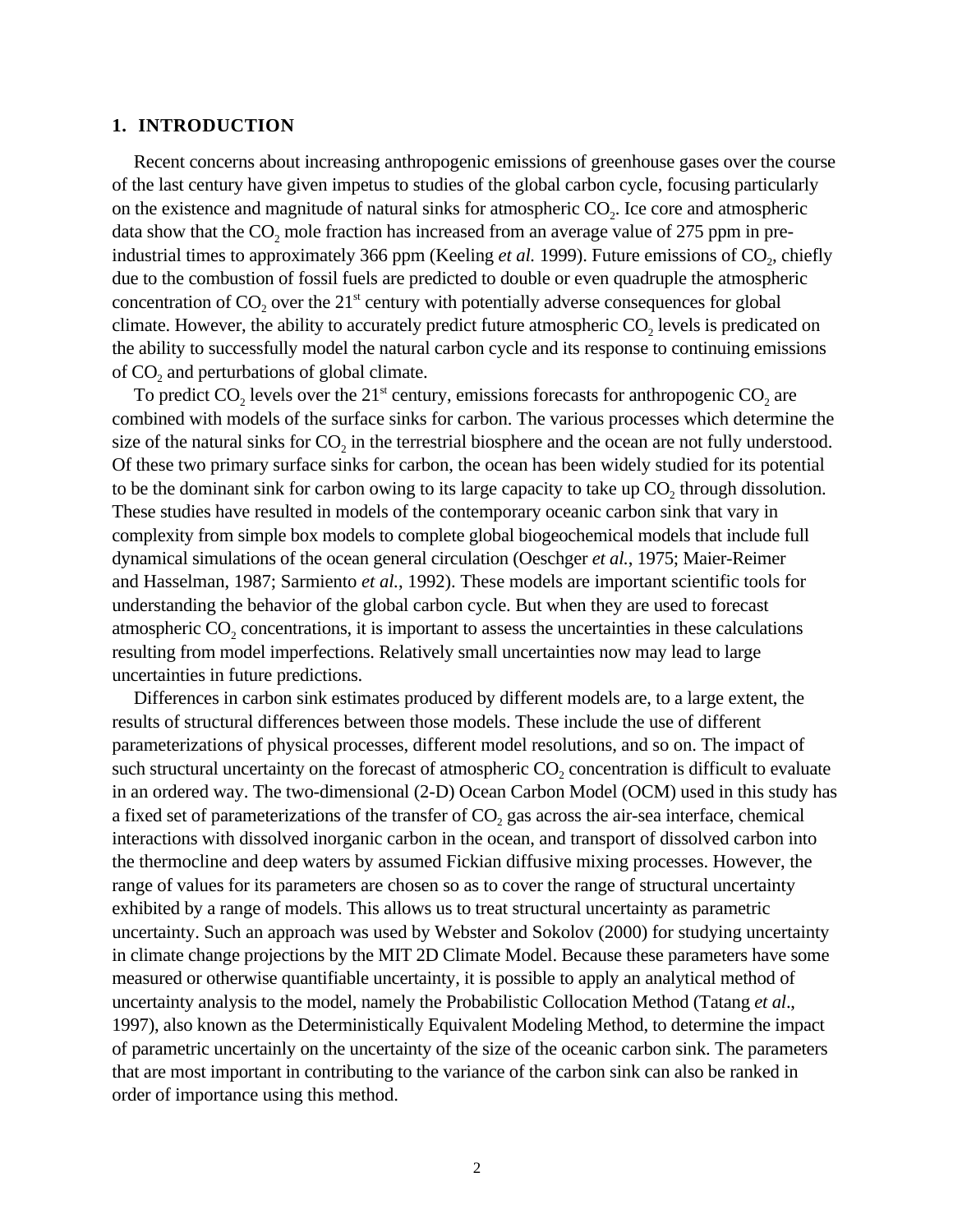## 1. INTRODUCTION

Recent concerns about increasing anthropogenic emissions of greenhouse gases over the course of the last century have given impetus to studies of the global carbon cycle, focusing particularly on the existence and magnitude of natural sinks for atmospheric $CO_2$. Ice core and atmospheric data show that the $CO_2$ mole fraction has increased from an average value of 275 ppm in pre-industrial times to approximately 366 ppm (Keeling *et al.* 1999). Future emissions of $CO_2$, chiefly due to the combustion of fossil fuels are predicted to double or even quadruple the atmospheric concentration of $CO_2$ over the 21$^{st}$ century with potentially adverse consequences for global climate. However, the ability to accurately predict future atmospheric $CO_2$ levels is predicated on the ability to successfully model the natural carbon cycle and its response to continuing emissions of $CO_2$ and perturbations of global climate.

To predict $CO_2$ levels over the 21$^{st}$ century, emissions forecasts for anthropogenic $CO_2$ are combined with models of the surface sinks for carbon. The various processes which determine the size of the natural sinks for $CO_2$ in the terrestrial biosphere and the ocean are not fully understood. Of these two primary surface sinks for carbon, the ocean has been widely studied for its potential to be the dominant sink for carbon owing to its large capacity to take up $CO_2$ through dissolution. These studies have resulted in models of the contemporary oceanic carbon sink that vary in complexity from simple box models to complete global biogeochemical models that include full dynamical simulations of the ocean general circulation (Oeschger *et al.*, 1975; Maier-Reimer and Hasselman, 1987; Sarmiento *et al.*, 1992). These models are important scientific tools for understanding the behavior of the global carbon cycle. But when they are used to forecast atmospheric $CO_2$ concentrations, it is important to assess the uncertainties in these calculations resulting from model imperfections. Relatively small uncertainties now may lead to large uncertainties in future predictions.

Differences in carbon sink estimates produced by different models are, to a large extent, the results of structural differences between those models. These include the use of different parameterizations of physical processes, different model resolutions, and so on. The impact of such structural uncertainty on the forecast of atmospheric $CO_2$ concentration is difficult to evaluate in an ordered way. The two-dimensional (2-D) Ocean Carbon Model (OCM) used in this study has a fixed set of parameterizations of the transfer of $CO_2$ gas across the air-sea interface, chemical interactions with dissolved inorganic carbon in the ocean, and transport of dissolved carbon into the thermocline and deep waters by assumed Fickian diffusive mixing processes. However, the range of values for its parameters are chosen so as to cover the range of structural uncertainty exhibited by a range of models. This allows us to treat structural uncertainty as parametric uncertainty. Such an approach was used by Webster and Sokolov (2000) for studying uncertainty in climate change projections by the MIT 2D Climate Model. Because these parameters have some measured or otherwise quantifiable uncertainty, it is possible to apply an analytical method of uncertainty analysis to the model, namely the Probabilistic Collocation Method (Tatang *et al*., 1997), also known as the Deterministically Equivalent Modeling Method, to determine the impact of parametric uncertainly on the uncertainty of the size of the oceanic carbon sink. The parameters that are most important in contributing to the variance of the carbon sink can also be ranked in order of importance using this method.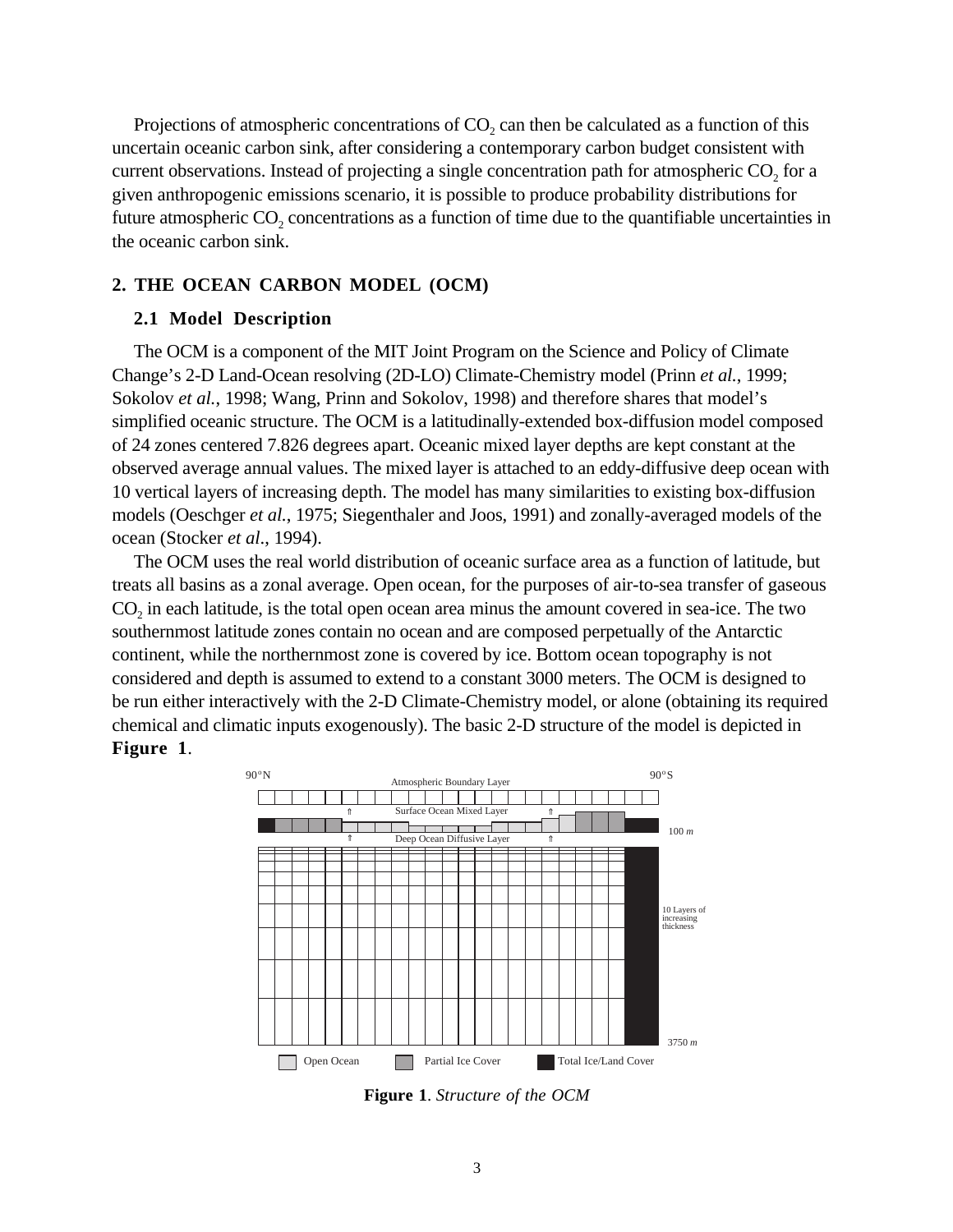Projections of atmospheric concentrations of $CO_2$ can then be calculated as a function of this uncertain oceanic carbon sink, after considering a contemporary carbon budget consistent with current observations. Instead of projecting a single concentration path for atmospheric $CO_2$ for a given anthropogenic emissions scenario, it is possible to produce probability distributions for future atmospheric $CO_2$ concentrations as a function of time due to the quantifiable uncertainties in the oceanic carbon sink.

## 2. THE OCEAN CARBON MODEL (OCM)

### 2.1 Model Description

The OCM is a component of the MIT Joint Program on the Science and Policy of Climate Change's 2-D Land-Ocean resolving (2D-LO) Climate-Chemistry model (Prinn *et al.*, 1999; Sokolov *et al.*, 1998; Wang, Prinn and Sokolov, 1998) and therefore shares that model's simplified oceanic structure. The OCM is a latitudinally-extended box-diffusion model composed of 24 zones centered 7.826 degrees apart. Oceanic mixed layer depths are kept constant at the observed average annual values. The mixed layer is attached to an eddy-diffusive deep ocean with 10 vertical layers of increasing depth. The model has many similarities to existing box-diffusion models (Oeschger *et al.*, 1975; Siegenthaler and Joos, 1991) and zonally-averaged models of the ocean (Stocker *et al*., 1994).

The OCM uses the real world distribution of oceanic surface area as a function of latitude, but treats all basins as a zonal average. Open ocean, for the purposes of air-to-sea transfer of gaseous $CO_2$ in each latitude, is the total open ocean area minus the amount covered in sea-ice. The two southernmost latitude zones contain no ocean and are composed perpetually of the Antarctic continent, while the northernmost zone is covered by ice. Bottom ocean topography is not considered and depth is assumed to extend to a constant 3000 meters. The OCM is designed to be run either interactively with the 2-D Climate-Chemistry model, or alone (obtaining its required chemical and climatic inputs exogenously). The basic 2-D structure of the model is depicted in **Figure 1**.

90°N | Atmospheric Boundary Layer | 90°S

Surface Ocean Mixed Layer

Deep Ocean Diffusive Layer

100 *m*

10 Layers of increasing thickness

3750 *m*

Open Ocean | Partial Ice Cover | Total Ice/Land Cover

**Figure 1**. *Structure of the OCM*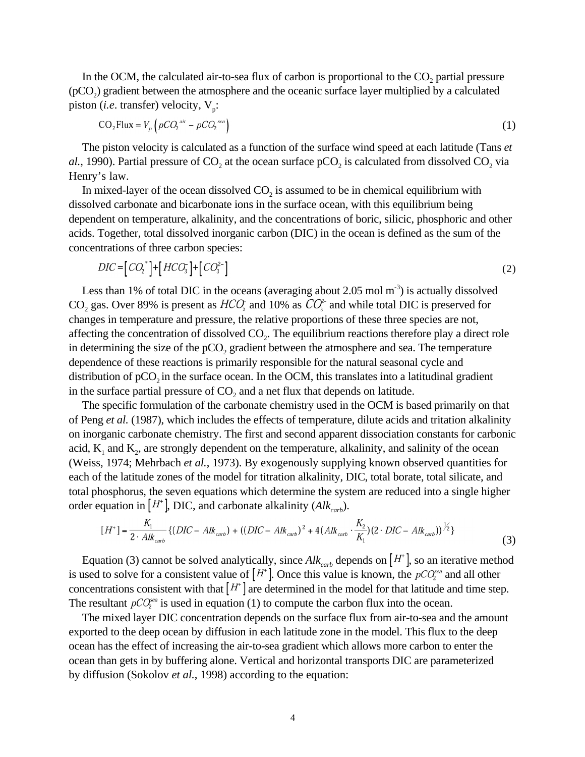In the OCM, the calculated air-to-sea flux of carbon is proportional to the $CO_2$ partial pressure ($pCO_2$) gradient between the atmosphere and the oceanic surface layer multiplied by a calculated piston (*i.e*. transfer) velocity, $V_p$:

$$\mathrm{CO_2\,Flux} = V_p \left( pCO_2^{\;air} - pCO_2^{\;sea} \right) \tag{1}$$

The piston velocity is calculated as a function of the surface wind speed at each latitude (Tans *et al.,* 1990). Partial pressure of $CO_2$ at the ocean surface $pCO_2$ is calculated from dissolved $CO_2$ via Henry's law.

In mixed-layer of the ocean dissolved $CO_2$ is assumed to be in chemical equilibrium with dissolved carbonate and bicarbonate ions in the surface ocean, with this equilibrium being dependent on temperature, alkalinity, and the concentrations of boric, silicic, phosphoric and other acids. Together, total dissolved inorganic carbon (DIC) in the ocean is defined as the sum of the concentrations of three carbon species:

$$DIC = \left[ CO_2^{\;*} \right] + \left[ HCO_3^- \right] + \left[ CO_3^{2-} \right] \tag{2}$$

Less than 1% of total DIC in the oceans (averaging about 2.05 mol m$^{-3}$) is actually dissolved $CO_2$ gas. Over 89% is present as $HCO_3^-$ and 10% as $CO_3^{2-}$ and while total DIC is preserved for changes in temperature and pressure, the relative proportions of these three species are not, affecting the concentration of dissolved $CO_2$. The equilibrium reactions therefore play a direct role in determining the size of the $pCO_2$ gradient between the atmosphere and sea. The temperature dependence of these reactions is primarily responsible for the natural seasonal cycle and distribution of $pCO_2$ in the surface ocean. In the OCM, this translates into a latitudinal gradient in the surface partial pressure of $CO_2$ and a net flux that depends on latitude.

The specific formulation of the carbonate chemistry used in the OCM is based primarily on that of Peng *et al.* (1987), which includes the effects of temperature, dilute acids and tritation alkalinity on inorganic carbonate chemistry. The first and second apparent dissociation constants for carbonic acid, $K_1$ and $K_2$, are strongly dependent on the temperature, alkalinity, and salinity of the ocean (Weiss, 1974; Mehrbach *et al.*, 1973). By exogenously supplying known observed quantities for each of the latitude zones of the model for titration alkalinity, DIC, total borate, total silicate, and total phosphorus, the seven equations which determine the system are reduced into a single higher order equation in $\left[H^+\right]$, DIC, and carbonate alkalinity ($Alk_{carb}$).

$$[H^+] = \frac{K_1}{2 \cdot Alk_{carb}} \{ (DIC - Alk_{carb}) + ((DIC - Alk_{carb})^2 + 4(Alk_{carb} \cdot \frac{K_2}{K_1})(2 \cdot DIC - Alk_{carb}))^{\frac{1}{2}} \} \tag{3}$$

Equation (3) cannot be solved analytically, since $Alk_{carb}$ depends on $\left[H^+\right]$, so an iterative method is used to solve for a consistent value of $\left[H^+\right]$. Once this value is known, the $pCO_2^{sea}$ and all other concentrations consistent with that $\left[H^+\right]$ are determined in the model for that latitude and time step. The resultant $pCO_2^{sea}$ is used in equation (1) to compute the carbon flux into the ocean.

The mixed layer DIC concentration depends on the surface flux from air-to-sea and the amount exported to the deep ocean by diffusion in each latitude zone in the model. This flux to the deep ocean has the effect of increasing the air-to-sea gradient which allows more carbon to enter the ocean than gets in by buffering alone. Vertical and horizontal transports DIC are parameterized by diffusion (Sokolov *et al.*, 1998) according to the equation: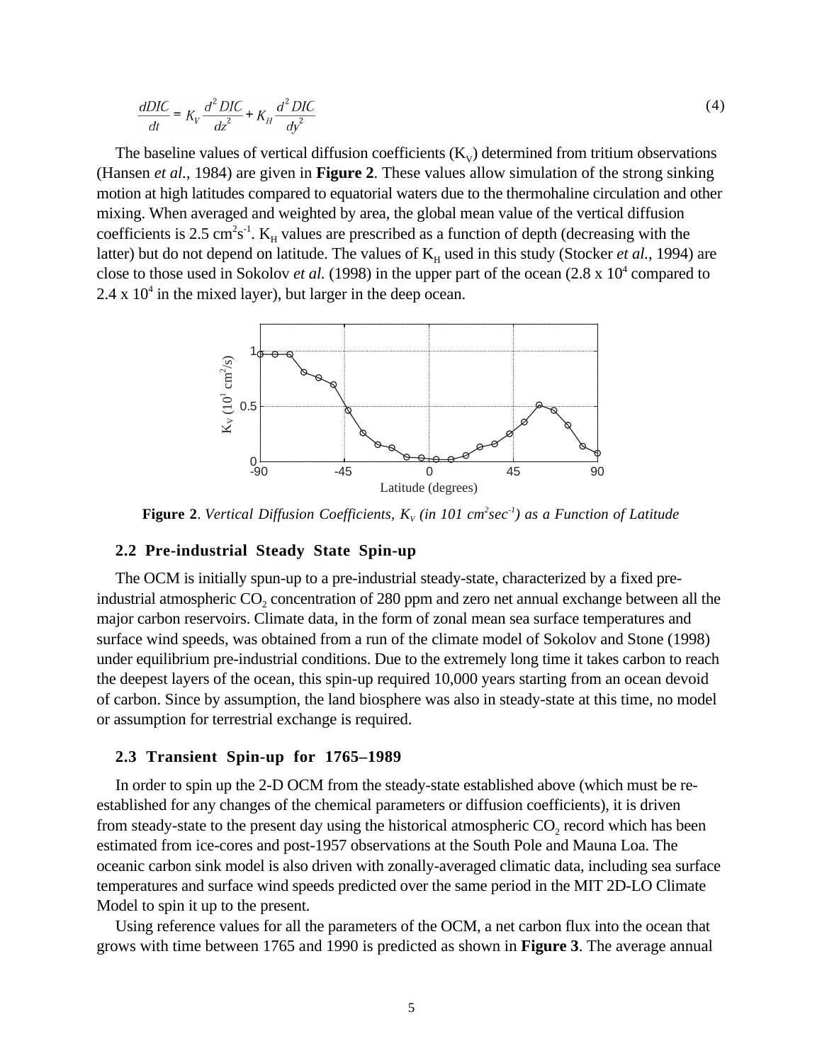$$\frac{dDIC}{dt} = K_V \frac{d^2 DIC}{dz^2} + K_H \frac{d^2 DIC}{dy^2} \tag{4}$$

The baseline values of vertical diffusion coefficients ($K_V$) determined from tritium observations (Hansen *et al.*, 1984) are given in **Figure 2**. These values allow simulation of the strong sinking motion at high latitudes compared to equatorial waters due to the thermohaline circulation and other mixing. When averaged and weighted by area, the global mean value of the vertical diffusion coefficients is 2.5 $cm^2s^{-1}$. $K_H$ values are prescribed as a function of depth (decreasing with the latter) but do not depend on latitude. The values of $K_H$ used in this study (Stocker *et al.*, 1994) are close to those used in Sokolov *et al.* (1998) in the upper part of the ocean (2.8 x $10^4$ compared to 2.4 x $10^4$ in the mixed layer), but larger in the deep ocean.

**Figure 2**. *Vertical Diffusion Coefficients, $K_V$ (in 101 $cm^2sec^{-1}$) as a Function of Latitude*

### 2.2 Pre-industrial Steady State Spin-up

The OCM is initially spun-up to a pre-industrial steady-state, characterized by a fixed pre-industrial atmospheric $CO_2$ concentration of 280 ppm and zero net annual exchange between all the major carbon reservoirs. Climate data, in the form of zonal mean sea surface temperatures and surface wind speeds, was obtained from a run of the climate model of Sokolov and Stone (1998) under equilibrium pre-industrial conditions. Due to the extremely long time it takes carbon to reach the deepest layers of the ocean, this spin-up required 10,000 years starting from an ocean devoid of carbon. Since by assumption, the land biosphere was also in steady-state at this time, no model or assumption for terrestrial exchange is required.

### 2.3 Transient Spin-up for 1765–1989

In order to spin up the 2-D OCM from the steady-state established above (which must be re-established for any changes of the chemical parameters or diffusion coefficients), it is driven from steady-state to the present day using the historical atmospheric $CO_2$ record which has been estimated from ice-cores and post-1957 observations at the South Pole and Mauna Loa. The oceanic carbon sink model is also driven with zonally-averaged climatic data, including sea surface temperatures and surface wind speeds predicted over the same period in the MIT 2D-LO Climate Model to spin it up to the present.

Using reference values for all the parameters of the OCM, a net carbon flux into the ocean that grows with time between 1765 and 1990 is predicted as shown in **Figure 3**. The average annual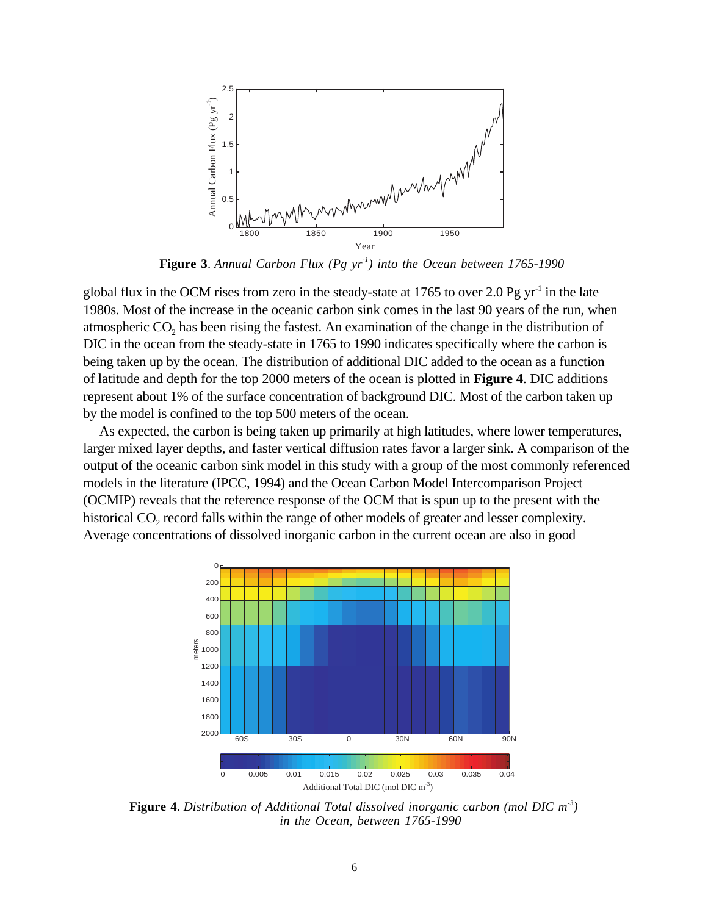**Figure 3**. *Annual Carbon Flux (Pg yr$^{-1}$) into the Ocean between 1765-1990*

global flux in the OCM rises from zero in the steady-state at 1765 to over 2.0 Pg yr$^{-1}$ in the late 1980s. Most of the increase in the oceanic carbon sink comes in the last 90 years of the run, when atmospheric $CO_2$ has been rising the fastest. An examination of the change in the distribution of DIC in the ocean from the steady-state in 1765 to 1990 indicates specifically where the carbon is being taken up by the ocean. The distribution of additional DIC added to the ocean as a function of latitude and depth for the top 2000 meters of the ocean is plotted in **Figure 4**. DIC additions represent about 1% of the surface concentration of background DIC. Most of the carbon taken up by the model is confined to the top 500 meters of the ocean.

As expected, the carbon is being taken up primarily at high latitudes, where lower temperatures, larger mixed layer depths, and faster vertical diffusion rates favor a larger sink. A comparison of the output of the oceanic carbon sink model in this study with a group of the most commonly referenced models in the literature (IPCC, 1994) and the Ocean Carbon Model Intercomparison Project (OCMIP) reveals that the reference response of the OCM that is spun up to the present with the historical $CO_2$ record falls within the range of other models of greater and lesser complexity. Average concentrations of dissolved inorganic carbon in the current ocean are also in good

**Figure 4**. *Distribution of Additional Total dissolved inorganic carbon (mol DIC m$^{-3}$) in the Ocean, between 1765-1990*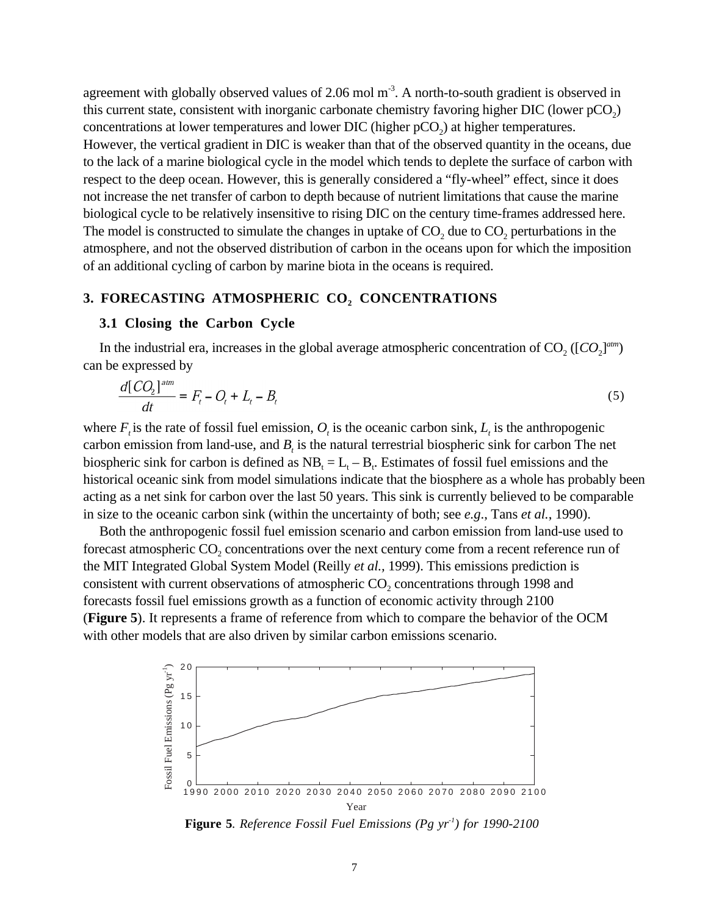agreement with globally observed values of 2.06 mol m$^{-3}$. A north-to-south gradient is observed in this current state, consistent with inorganic carbonate chemistry favoring higher DIC (lower $pCO_2$) concentrations at lower temperatures and lower DIC (higher $pCO_2$) at higher temperatures. However, the vertical gradient in DIC is weaker than that of the observed quantity in the oceans, due to the lack of a marine biological cycle in the model which tends to deplete the surface of carbon with respect to the deep ocean. However, this is generally considered a "fly-wheel" effect, since it does not increase the net transfer of carbon to depth because of nutrient limitations that cause the marine biological cycle to be relatively insensitive to rising DIC on the century time-frames addressed here. The model is constructed to simulate the changes in uptake of $CO_2$ due to $CO_2$ perturbations in the atmosphere, and not the observed distribution of carbon in the oceans upon for which the imposition of an additional cycling of carbon by marine biota in the oceans is required.

## 3. FORECASTING ATMOSPHERIC $CO_2$ CONCENTRATIONS

### 3.1 Closing the Carbon Cycle

In the industrial era, increases in the global average atmospheric concentration of $CO_2$ ($[CO_2]^{atm}$) can be expressed by

$$\frac{d[CO_2]^{atm}}{dt} = F_t - O_t + L_t - B_t \tag{5}$$

where $F_t$ is the rate of fossil fuel emission, $O_t$ is the oceanic carbon sink, $L_t$ is the anthropogenic carbon emission from land-use, and $B_t$ is the natural terrestrial biospheric sink for carbon The net biospheric sink for carbon is defined as $NB_t = L_t - B_t$. Estimates of fossil fuel emissions and the historical oceanic sink from model simulations indicate that the biosphere as a whole has probably been acting as a net sink for carbon over the last 50 years. This sink is currently believed to be comparable in size to the oceanic carbon sink (within the uncertainty of both; see *e.g.*, Tans *et al.*, 1990).

Both the anthropogenic fossil fuel emission scenario and carbon emission from land-use used to forecast atmospheric $CO_2$ concentrations over the next century come from a recent reference run of the MIT Integrated Global System Model (Reilly *et al.*, 1999). This emissions prediction is consistent with current observations of atmospheric $CO_2$ concentrations through 1998 and forecasts fossil fuel emissions growth as a function of economic activity through 2100 (**Figure 5**). It represents a frame of reference from which to compare the behavior of the OCM with other models that are also driven by similar carbon emissions scenario.

**Figure 5**. *Reference Fossil Fuel Emissions (Pg yr$^{-1}$) for 1990-2100*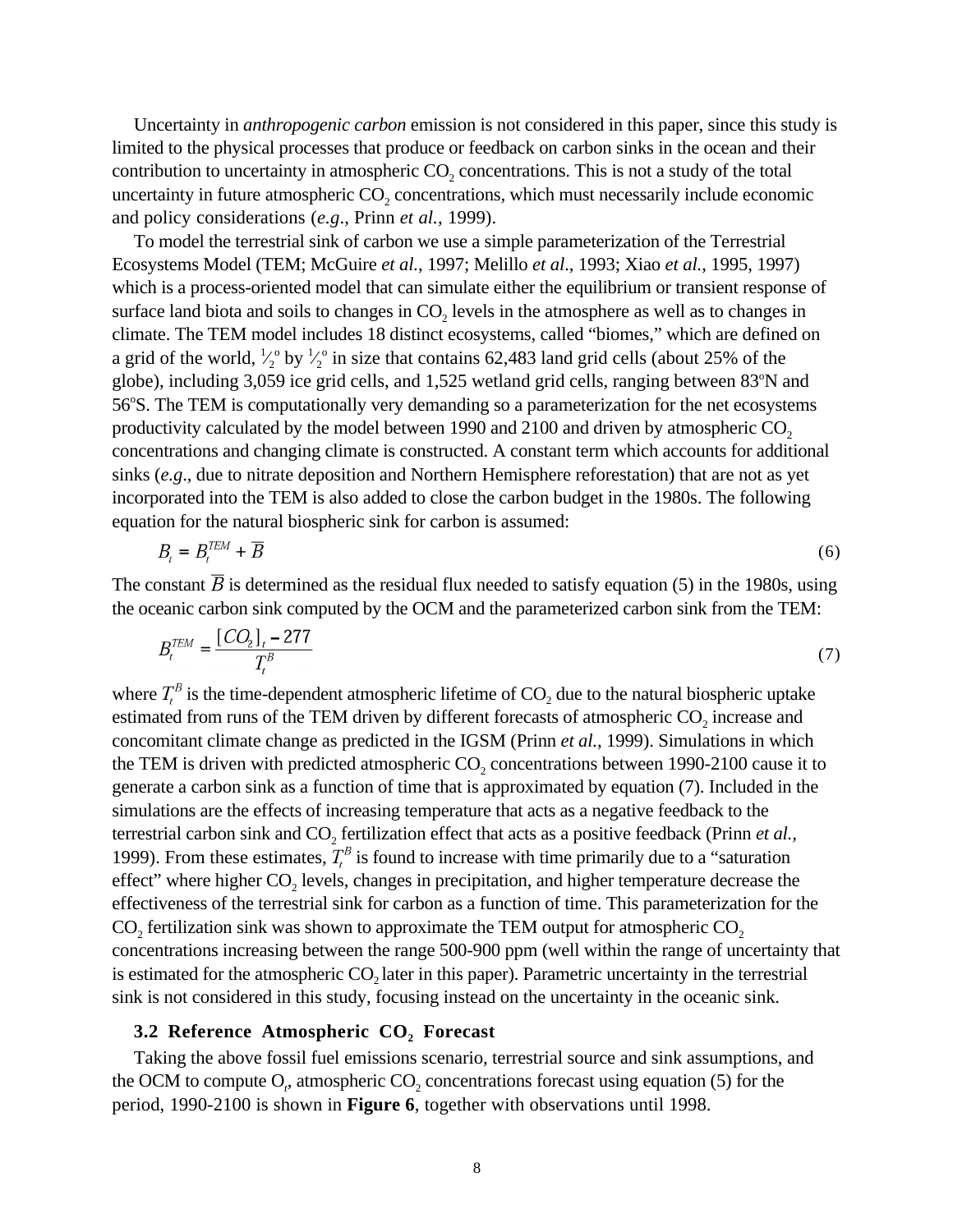Uncertainty in *anthropogenic carbon* emission is not considered in this paper, since this study is limited to the physical processes that produce or feedback on carbon sinks in the ocean and their contribution to uncertainty in atmospheric $CO_2$ concentrations. This is not a study of the total uncertainty in future atmospheric $CO_2$ concentrations, which must necessarily include economic and policy considerations (*e.g*., Prinn *et al.*, 1999).

To model the terrestrial sink of carbon we use a simple parameterization of the Terrestrial Ecosystems Model (TEM; McGuire *et al.*, 1997; Melillo *et al*., 1993; Xiao *et al.*, 1995, 1997) which is a process-oriented model that can simulate either the equilibrium or transient response of surface land biota and soils to changes in $CO_2$ levels in the atmosphere as well as to changes in climate. The TEM model includes 18 distinct ecosystems, called "biomes," which are defined on a grid of the world, $\frac{1}{2}^{\circ}$ by $\frac{1}{2}^{\circ}$ in size that contains 62,483 land grid cells (about 25% of the globe), including 3,059 ice grid cells, and 1,525 wetland grid cells, ranging between 83°N and 56°S. The TEM is computationally very demanding so a parameterization for the net ecosystems productivity calculated by the model between 1990 and 2100 and driven by atmospheric $CO_2$ concentrations and changing climate is constructed. A constant term which accounts for additional sinks (*e.g*., due to nitrate deposition and Northern Hemisphere reforestation) that are not as yet incorporated into the TEM is also added to close the carbon budget in the 1980s. The following equation for the natural biospheric sink for carbon is assumed:

$$B_t = B_t^{TEM} + \overline{B} \tag{6}$$

The constant $\overline{B}$ is determined as the residual flux needed to satisfy equation (5) in the 1980s, using the oceanic carbon sink computed by the OCM and the parameterized carbon sink from the TEM:

$$B_t^{TEM} = \frac{[CO_2]_t - 277}{T_t^B} \tag{7}$$

where $T_t^B$ is the time-dependent atmospheric lifetime of $CO_2$ due to the natural biospheric uptake estimated from runs of the TEM driven by different forecasts of atmospheric $CO_2$ increase and concomitant climate change as predicted in the IGSM (Prinn *et al.*, 1999). Simulations in which the TEM is driven with predicted atmospheric $CO_2$ concentrations between 1990-2100 cause it to generate a carbon sink as a function of time that is approximated by equation (7). Included in the simulations are the effects of increasing temperature that acts as a negative feedback to the terrestrial carbon sink and $CO_2$ fertilization effect that acts as a positive feedback (Prinn *et al.*, 1999). From these estimates, $T_t^B$ is found to increase with time primarily due to a "saturation effect" where higher $CO_2$ levels, changes in precipitation, and higher temperature decrease the effectiveness of the terrestrial sink for carbon as a function of time. This parameterization for the $CO_2$ fertilization sink was shown to approximate the TEM output for atmospheric $CO_2$ concentrations increasing between the range 500-900 ppm (well within the range of uncertainty that is estimated for the atmospheric $CO_2$ later in this paper). Parametric uncertainty in the terrestrial sink is not considered in this study, focusing instead on the uncertainty in the oceanic sink.

### 3.2 Reference Atmospheric $CO_2$ Forecast

Taking the above fossil fuel emissions scenario, terrestrial source and sink assumptions, and the OCM to compute $O_t$, atmospheric $CO_2$ concentrations forecast using equation (5) for the period, 1990-2100 is shown in **Figure 6**, together with observations until 1998.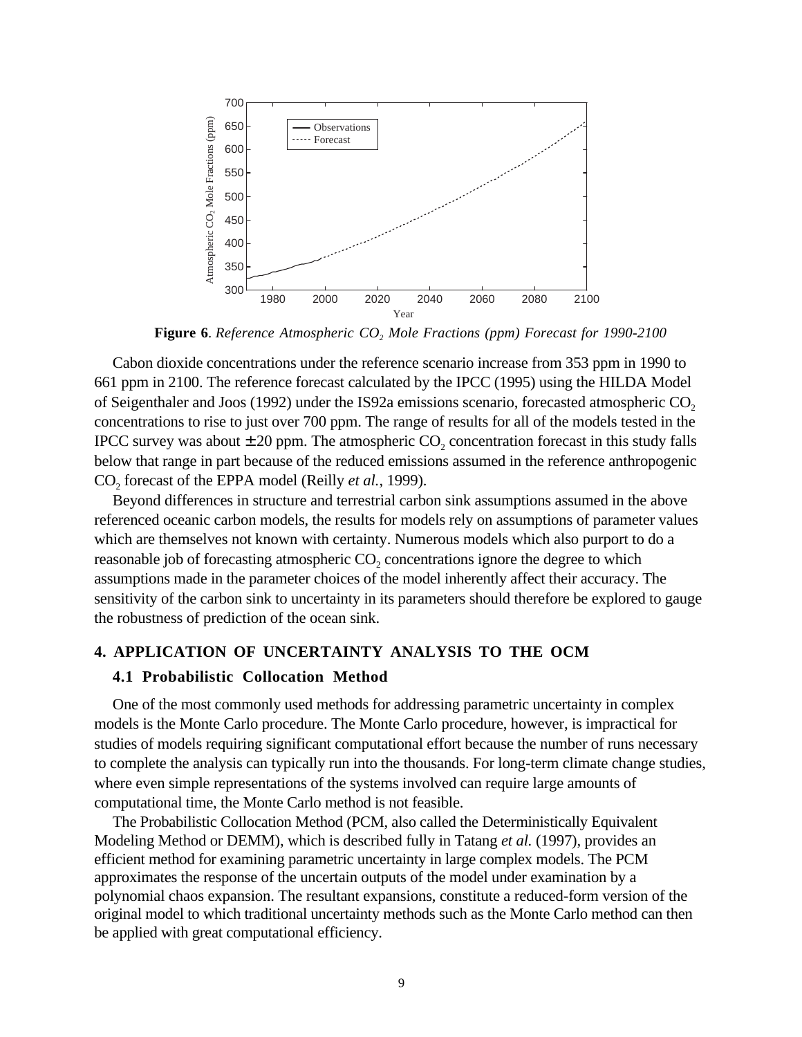**Figure 6**. *Reference Atmospheric $CO_2$ Mole Fractions (ppm) Forecast for 1990-2100*

Cabon dioxide concentrations under the reference scenario increase from 353 ppm in 1990 to 661 ppm in 2100. The reference forecast calculated by the IPCC (1995) using the HILDA Model of Seigenthaler and Joos (1992) under the IS92a emissions scenario, forecasted atmospheric $CO_2$ concentrations to rise to just over 700 ppm. The range of results for all of the models tested in the IPCC survey was about $\pm 20$ ppm. The atmospheric $CO_2$ concentration forecast in this study falls below that range in part because of the reduced emissions assumed in the reference anthropogenic $CO_2$ forecast of the EPPA model (Reilly *et al.*, 1999).

Beyond differences in structure and terrestrial carbon sink assumptions assumed in the above referenced oceanic carbon models, the results for models rely on assumptions of parameter values which are themselves not known with certainty. Numerous models which also purport to do a reasonable job of forecasting atmospheric $CO_2$ concentrations ignore the degree to which assumptions made in the parameter choices of the model inherently affect their accuracy. The sensitivity of the carbon sink to uncertainty in its parameters should therefore be explored to gauge the robustness of prediction of the ocean sink.

## 4. APPLICATION OF UNCERTAINTY ANALYSIS TO THE OCM

### 4.1 Probabilistic Collocation Method

One of the most commonly used methods for addressing parametric uncertainty in complex models is the Monte Carlo procedure. The Monte Carlo procedure, however, is impractical for studies of models requiring significant computational effort because the number of runs necessary to complete the analysis can typically run into the thousands. For long-term climate change studies, where even simple representations of the systems involved can require large amounts of computational time, the Monte Carlo method is not feasible.

The Probabilistic Collocation Method (PCM, also called the Deterministically Equivalent Modeling Method or DEMM), which is described fully in Tatang *et al.* (1997), provides an efficient method for examining parametric uncertainty in large complex models. The PCM approximates the response of the uncertain outputs of the model under examination by a polynomial chaos expansion. The resultant expansions, constitute a reduced-form version of the original model to which traditional uncertainty methods such as the Monte Carlo method can then be applied with great computational efficiency.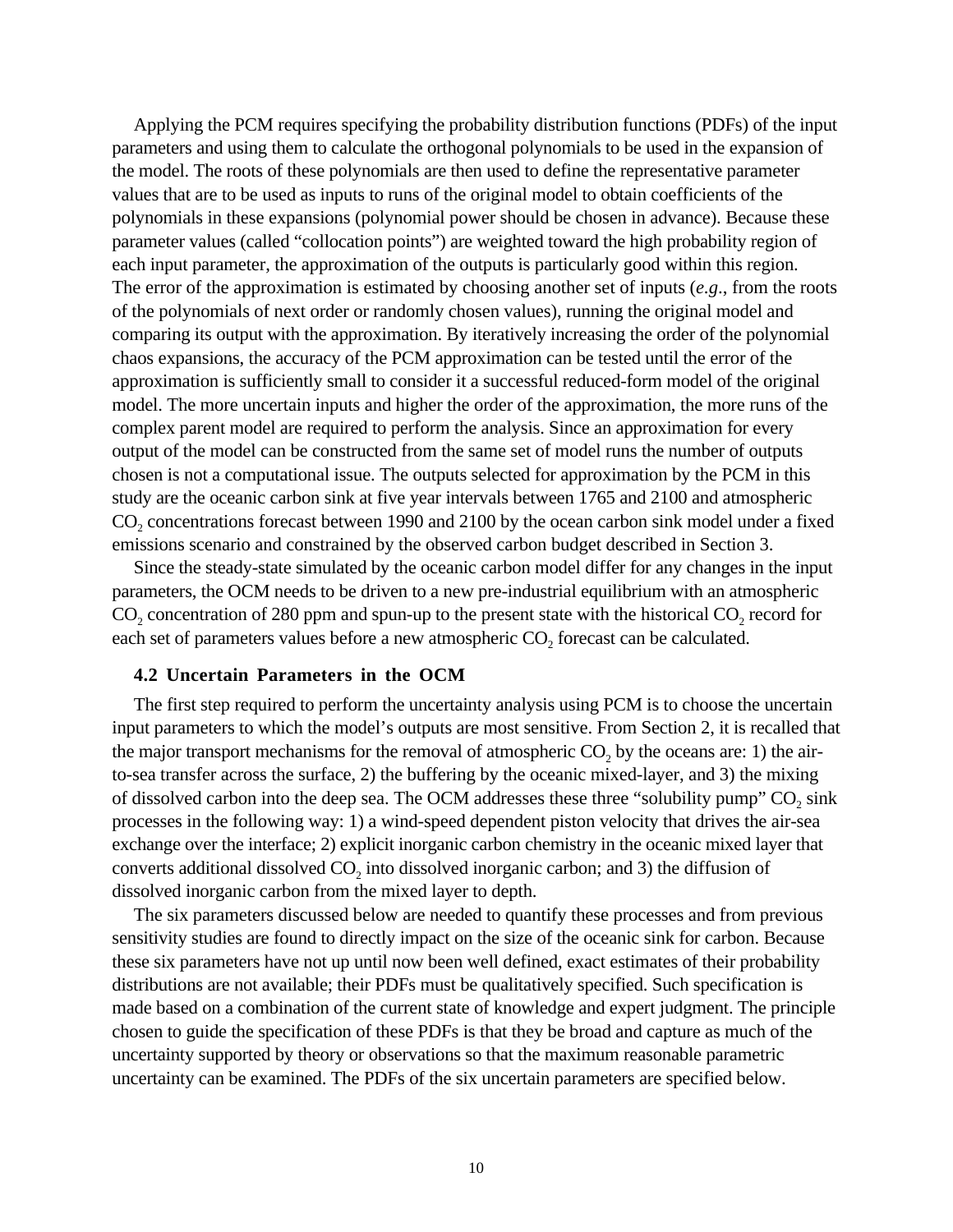Applying the PCM requires specifying the probability distribution functions (PDFs) of the input parameters and using them to calculate the orthogonal polynomials to be used in the expansion of the model. The roots of these polynomials are then used to define the representative parameter values that are to be used as inputs to runs of the original model to obtain coefficients of the polynomials in these expansions (polynomial power should be chosen in advance). Because these parameter values (called "collocation points") are weighted toward the high probability region of each input parameter, the approximation of the outputs is particularly good within this region. The error of the approximation is estimated by choosing another set of inputs (*e.g*., from the roots of the polynomials of next order or randomly chosen values), running the original model and comparing its output with the approximation. By iteratively increasing the order of the polynomial chaos expansions, the accuracy of the PCM approximation can be tested until the error of the approximation is sufficiently small to consider it a successful reduced-form model of the original model. The more uncertain inputs and higher the order of the approximation, the more runs of the complex parent model are required to perform the analysis. Since an approximation for every output of the model can be constructed from the same set of model runs the number of outputs chosen is not a computational issue. The outputs selected for approximation by the PCM in this study are the oceanic carbon sink at five year intervals between 1765 and 2100 and atmospheric $CO_2$ concentrations forecast between 1990 and 2100 by the ocean carbon sink model under a fixed emissions scenario and constrained by the observed carbon budget described in Section 3.

Since the steady-state simulated by the oceanic carbon model differ for any changes in the input parameters, the OCM needs to be driven to a new pre-industrial equilibrium with an atmospheric $CO_2$ concentration of 280 ppm and spun-up to the present state with the historical $CO_2$ record for each set of parameters values before a new atmospheric $CO_2$ forecast can be calculated.

### 4.2 Uncertain Parameters in the OCM

The first step required to perform the uncertainty analysis using PCM is to choose the uncertain input parameters to which the model's outputs are most sensitive. From Section 2, it is recalled that the major transport mechanisms for the removal of atmospheric $CO_2$ by the oceans are: 1) the air-to-sea transfer across the surface, 2) the buffering by the oceanic mixed-layer, and 3) the mixing of dissolved carbon into the deep sea. The OCM addresses these three "solubility pump" $CO_2$ sink processes in the following way: 1) a wind-speed dependent piston velocity that drives the air-sea exchange over the interface; 2) explicit inorganic carbon chemistry in the oceanic mixed layer that converts additional dissolved $CO_2$ into dissolved inorganic carbon; and 3) the diffusion of dissolved inorganic carbon from the mixed layer to depth.

The six parameters discussed below are needed to quantify these processes and from previous sensitivity studies are found to directly impact on the size of the oceanic sink for carbon. Because these six parameters have not up until now been well defined, exact estimates of their probability distributions are not available; their PDFs must be qualitatively specified. Such specification is made based on a combination of the current state of knowledge and expert judgment. The principle chosen to guide the specification of these PDFs is that they be broad and capture as much of the uncertainty supported by theory or observations so that the maximum reasonable parametric uncertainty can be examined. The PDFs of the six uncertain parameters are specified below.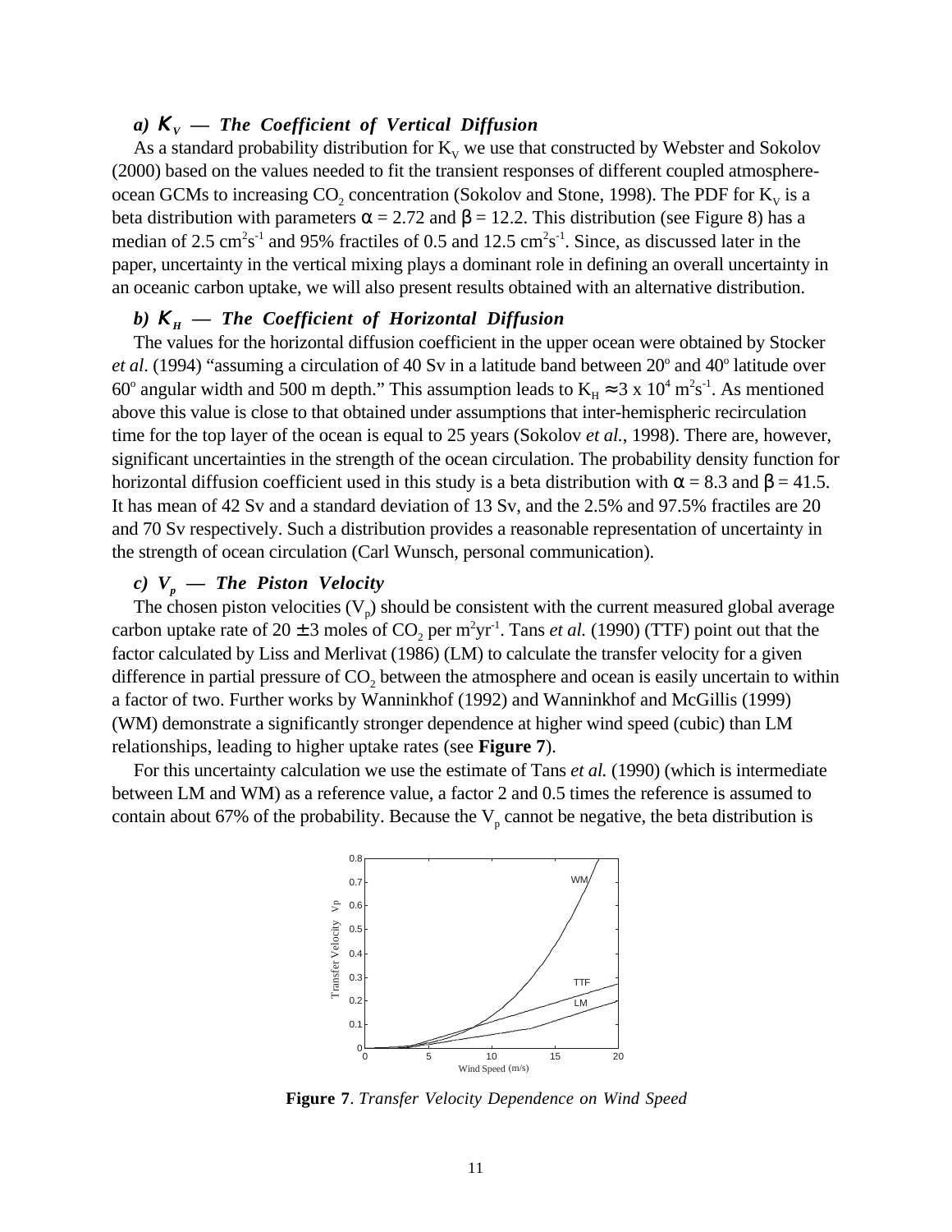### a) $K_V$ — The Coefficient of Vertical Diffusion

As a standard probability distribution for $K_V$ we use that constructed by Webster and Sokolov (2000) based on the values needed to fit the transient responses of different coupled atmosphere-ocean GCMs to increasing $CO_2$ concentration (Sokolov and Stone, 1998). The PDF for $K_V$ is a beta distribution with parameters $\alpha = 2.72$ and $\beta = 12.2$. This distribution (see Figure 8) has a median of 2.5 $cm^2s^{-1}$ and 95% fractiles of 0.5 and 12.5 $cm^2s^{-1}$. Since, as discussed later in the paper, uncertainty in the vertical mixing plays a dominant role in defining an overall uncertainty in an oceanic carbon uptake, we will also present results obtained with an alternative distribution.

### b) $K_H$ — The Coefficient of Horizontal Diffusion

The values for the horizontal diffusion coefficient in the upper ocean were obtained by Stocker *et al*. (1994) "assuming a circulation of 40 Sv in a latitude band between 20° and 40° latitude over 60° angular width and 500 m depth." This assumption leads to $K_H \approx 3 \times 10^4$ $m^2s^{-1}$. As mentioned above this value is close to that obtained under assumptions that inter-hemispheric recirculation time for the top layer of the ocean is equal to 25 years (Sokolov *et al.*, 1998). There are, however, significant uncertainties in the strength of the ocean circulation. The probability density function for horizontal diffusion coefficient used in this study is a beta distribution with $\alpha = 8.3$ and $\beta = 41.5$. It has mean of 42 Sv and a standard deviation of 13 Sv, and the 2.5% and 97.5% fractiles are 20 and 70 Sv respectively. Such a distribution provides a reasonable representation of uncertainty in the strength of ocean circulation (Carl Wunsch, personal communication).

### c) $V_p$ — The Piston Velocity

The chosen piston velocities ($V_p$) should be consistent with the current measured global average carbon uptake rate of 20 ± 3 moles of $CO_2$ per $m^2yr^{-1}$. Tans *et al.* (1990) (TTF) point out that the factor calculated by Liss and Merlivat (1986) (LM) to calculate the transfer velocity for a given difference in partial pressure of $CO_2$ between the atmosphere and ocean is easily uncertain to within a factor of two. Further works by Wanninkhof (1992) and Wanninkhof and McGillis (1999) (WM) demonstrate a significantly stronger dependence at higher wind speed (cubic) than LM relationships, leading to higher uptake rates (see **Figure 7**).

For this uncertainty calculation we use the estimate of Tans *et al.* (1990) (which is intermediate between LM and WM) as a reference value, a factor 2 and 0.5 times the reference is assumed to contain about 67% of the probability. Because the $V_p$ cannot be negative, the beta distribution is

**Figure 7**. *Transfer Velocity Dependence on Wind Speed*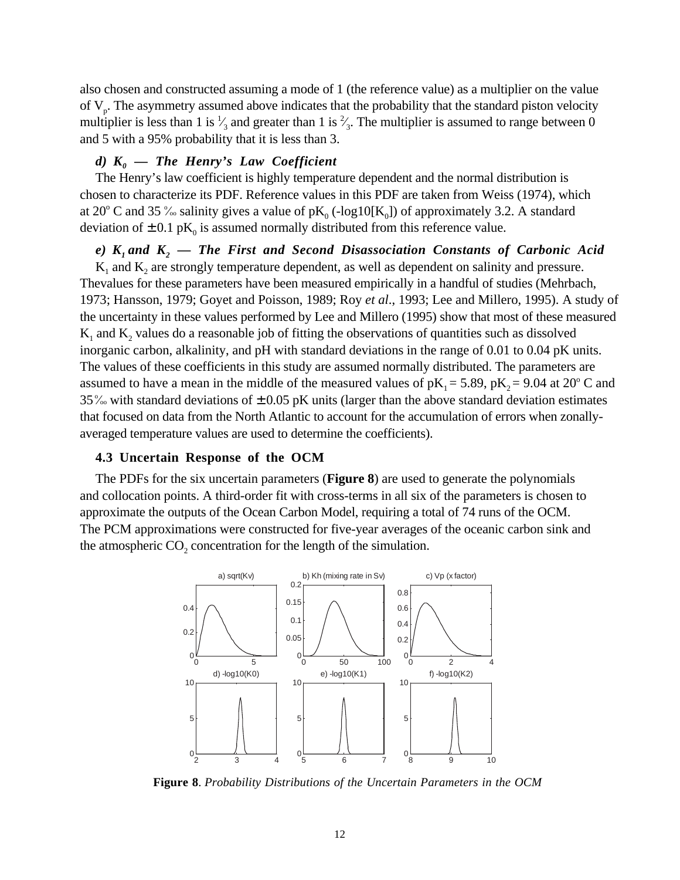also chosen and constructed assuming a mode of 1 (the reference value) as a multiplier on the value of $V_p$. The asymmetry assumed above indicates that the probability that the standard piston velocity multiplier is less than 1 is $\frac{1}{3}$ and greater than 1 is $\frac{2}{3}$. The multiplier is assumed to range between 0 and 5 with a 95% probability that it is less than 3.

### *d) $K_0$ — The Henry's Law Coefficient*

The Henry's law coefficient is highly temperature dependent and the normal distribution is chosen to characterize its PDF. Reference values in this PDF are taken from Weiss (1974), which at 20° C and 35 ‰ salinity gives a value of $pK_0$ ($-\log10[K_0]$) of approximately 3.2. A standard deviation of $\pm$ 0.1 $pK_0$ is assumed normally distributed from this reference value.

### *e) $K_1$ and $K_2$ — The First and Second Disassociation Constants of Carbonic Acid*

$K_1$ and $K_2$ are strongly temperature dependent, as well as dependent on salinity and pressure. Thevalues for these parameters have been measured empirically in a handful of studies (Mehrbach, 1973; Hansson, 1979; Goyet and Poisson, 1989; Roy *et al*., 1993; Lee and Millero, 1995). A study of the uncertainty in these values performed by Lee and Millero (1995) show that most of these measured $K_1$ and $K_2$ values do a reasonable job of fitting the observations of quantities such as dissolved inorganic carbon, alkalinity, and pH with standard deviations in the range of 0.01 to 0.04 pK units. The values of these coefficients in this study are assumed normally distributed. The parameters are assumed to have a mean in the middle of the measured values of $pK_1 = 5.89$, $pK_2 = 9.04$ at 20° C and 35‰ with standard deviations of $\pm$ 0.05 pK units (larger than the above standard deviation estimates that focused on data from the North Atlantic to account for the accumulation of errors when zonally-averaged temperature values are used to determine the coefficients).

### 4.3 Uncertain Response of the OCM

The PDFs for the six uncertain parameters (**Figure 8**) are used to generate the polynomials and collocation points. A third-order fit with cross-terms in all six of the parameters is chosen to approximate the outputs of the Ocean Carbon Model, requiring a total of 74 runs of the OCM. The PCM approximations were constructed for five-year averages of the oceanic carbon sink and the atmospheric $CO_2$ concentration for the length of the simulation.

**Figure 8**. *Probability Distributions of the Uncertain Parameters in the OCM*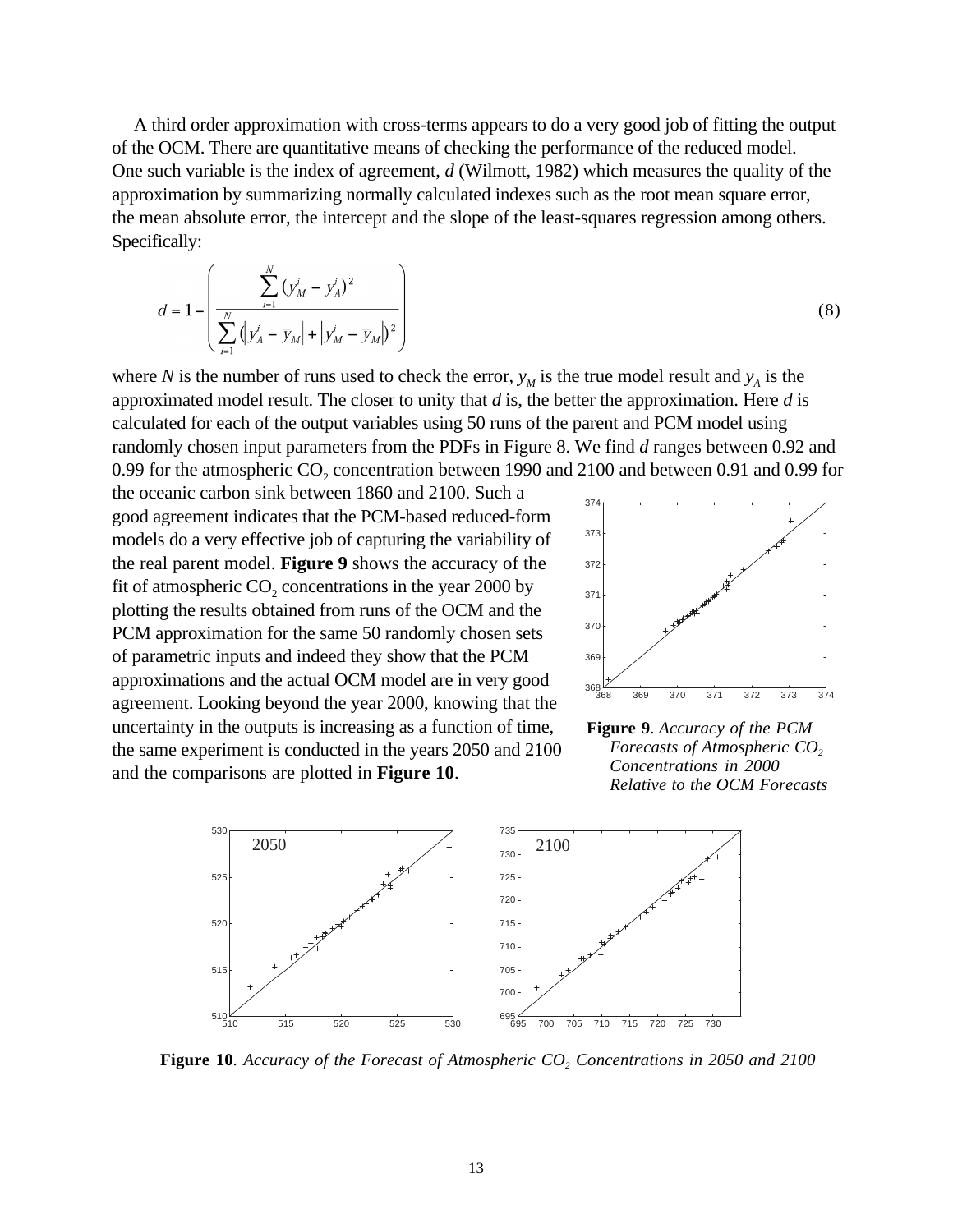A third order approximation with cross-terms appears to do a very good job of fitting the output of the OCM. There are quantitative means of checking the performance of the reduced model. One such variable is the index of agreement, *d* (Wilmott, 1982) which measures the quality of the approximation by summarizing normally calculated indexes such as the root mean square error, the mean absolute error, the intercept and the slope of the least-squares regression among others. Specifically:

$$d = 1 - \left( \frac{\sum_{i=1}^{N} (y_M^i - y_A^i)^2}{\sum_{i=1}^{N} \left( \left| y_A^i - \overline{y}_M \right| + \left| y_M^i - \overline{y}_M \right| \right)^2} \right) \tag{8}$$

where $N$ is the number of runs used to check the error, $y_M$ is the true model result and $y_A$ is the approximated model result. The closer to unity that $d$ is, the better the approximation. Here $d$ is calculated for each of the output variables using 50 runs of the parent and PCM model using randomly chosen input parameters from the PDFs in Figure 8. We find $d$ ranges between 0.92 and 0.99 for the atmospheric $CO_2$ concentration between 1990 and 2100 and between 0.91 and 0.99 for the oceanic carbon sink between 1860 and 2100. Such a good agreement indicates that the PCM-based reduced-form models do a very effective job of capturing the variability of the real parent model. **Figure 9** shows the accuracy of the fit of atmospheric $CO_2$ concentrations in the year 2000 by plotting the results obtained from runs of the OCM and the PCM approximation for the same 50 randomly chosen sets of parametric inputs and indeed they show that the PCM approximations and the actual OCM model are in very good agreement. Looking beyond the year 2000, knowing that the uncertainty in the outputs is increasing as a function of time, the same experiment is conducted in the years 2050 and 2100 and the comparisons are plotted in **Figure 10**.

**Figure 9**. *Accuracy of the PCM Forecasts of Atmospheric $CO_2$ Concentrations in 2000 Relative to the OCM Forecasts*

**Figure 10**. *Accuracy of the Forecast of Atmospheric $CO_2$ Concentrations in 2050 and 2100*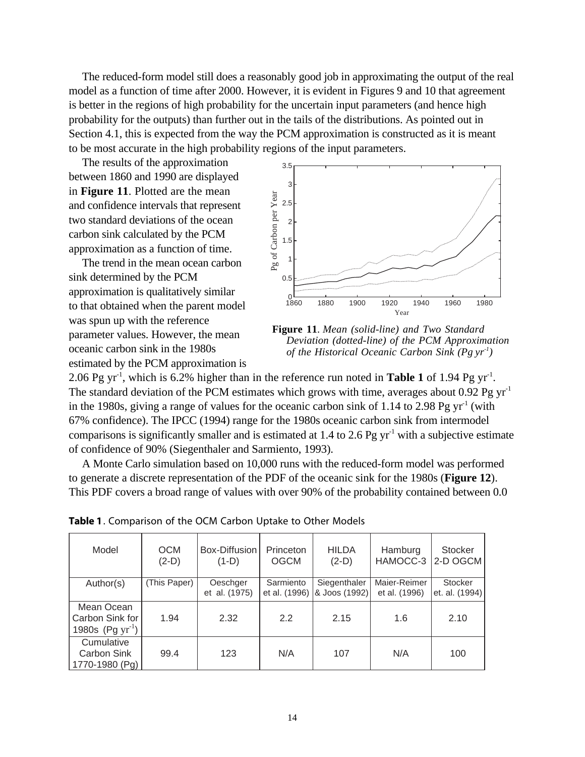The reduced-form model still does a reasonably good job in approximating the output of the real model as a function of time after 2000. However, it is evident in Figures 9 and 10 that agreement is better in the regions of high probability for the uncertain input parameters (and hence high probability for the outputs) than further out in the tails of the distributions. As pointed out in Section 4.1, this is expected from the way the PCM approximation is constructed as it is meant to be most accurate in the high probability regions of the input parameters.

The results of the approximation between 1860 and 1990 are displayed in **Figure 11**. Plotted are the mean and confidence intervals that represent two standard deviations of the ocean carbon sink calculated by the PCM approximation as a function of time.

**Figure 11**. *Mean (solid-line) and Two Standard Deviation (dotted-line) of the PCM Approximation of the Historical Oceanic Carbon Sink (Pg yr$^{-1}$)*

The trend in the mean ocean carbon sink determined by the PCM approximation is qualitatively similar to that obtained when the parent model was spun up with the reference parameter values. However, the mean oceanic carbon sink in the 1980s estimated by the PCM approximation is 2.06 Pg yr$^{-1}$, which is 6.2% higher than in the reference run noted in **Table 1** of 1.94 Pg yr$^{-1}$. The standard deviation of the PCM estimates which grows with time, averages about 0.92 Pg yr$^{-1}$ in the 1980s, giving a range of values for the oceanic carbon sink of 1.14 to 2.98 Pg yr$^{-1}$ (with 67% confidence). The IPCC (1994) range for the 1980s oceanic carbon sink from intermodel comparisons is significantly smaller and is estimated at 1.4 to 2.6 Pg yr$^{-1}$ with a subjective estimate of confidence of 90% (Siegenthaler and Sarmiento, 1993).

A Monte Carlo simulation based on 10,000 runs with the reduced-form model was performed to generate a discrete representation of the PDF of the oceanic sink for the 1980s (**Figure 12**). This PDF covers a broad range of values with over 90% of the probability contained between 0.0

**Table 1**. Comparison of the OCM Carbon Uptake to Other Models

| Model | OCM (2-D) | Box-Diffusion (1-D) | Princeton OGCM | HILDA (2-D) | Hamburg HAMOCC-3 | Stocker 2-D OGCM |
|---|---|---|---|---|---|---|
| Author(s) | (This Paper) | Oeschger et al. (1975) | Sarmiento et al. (1996) | Siegenthaler & Joos (1992) | Maier-Reimer et al. (1996) | Stocker et. al. (1994) |
| Mean Ocean Carbon Sink for 1980s (Pg yr$^{-1}$) | 1.94 | 2.32 | 2.2 | 2.15 | 1.6 | 2.10 |
| Cumulative Carbon Sink 1770-1980 (Pg) | 99.4 | 123 | N/A | 107 | N/A | 100 |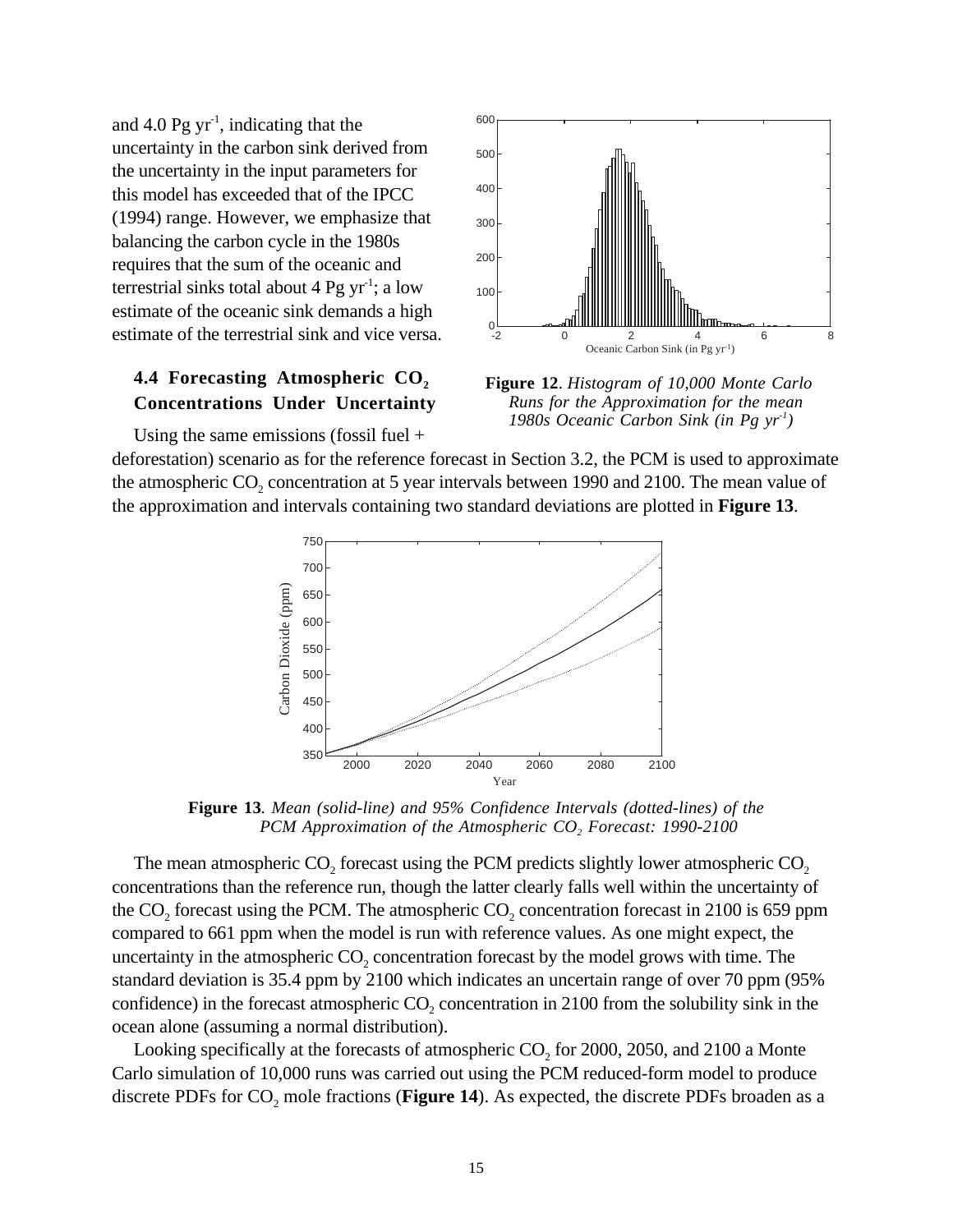and 4.0 Pg yr$^{-1}$, indicating that the uncertainty in the carbon sink derived from the uncertainty in the input parameters for this model has exceeded that of the IPCC (1994) range. However, we emphasize that balancing the carbon cycle in the 1980s requires that the sum of the oceanic and terrestrial sinks total about 4 Pg yr$^{-1}$; a low estimate of the oceanic sink demands a high estimate of the terrestrial sink and vice versa.

**Figure 12**. *Histogram of 10,000 Monte Carlo Runs for the Approximation for the mean 1980s Oceanic Carbon Sink (in Pg yr$^{-1}$)*

### 4.4 Forecasting Atmospheric $CO_2$ Concentrations Under Uncertainty

Using the same emissions (fossil fuel + deforestation) scenario as for the reference forecast in Section 3.2, the PCM is used to approximate the atmospheric $CO_2$ concentration at 5 year intervals between 1990 and 2100. The mean value of the approximation and intervals containing two standard deviations are plotted in **Figure 13**.

**Figure 13**. *Mean (solid-line) and 95% Confidence Intervals (dotted-lines) of the PCM Approximation of the Atmospheric $CO_2$ Forecast: 1990-2100*

The mean atmospheric $CO_2$ forecast using the PCM predicts slightly lower atmospheric $CO_2$ concentrations than the reference run, though the latter clearly falls well within the uncertainty of the $CO_2$ forecast using the PCM. The atmospheric $CO_2$ concentration forecast in 2100 is 659 ppm compared to 661 ppm when the model is run with reference values. As one might expect, the uncertainty in the atmospheric $CO_2$ concentration forecast by the model grows with time. The standard deviation is 35.4 ppm by 2100 which indicates an uncertain range of over 70 ppm (95% confidence) in the forecast atmospheric $CO_2$ concentration in 2100 from the solubility sink in the ocean alone (assuming a normal distribution).

Looking specifically at the forecasts of atmospheric $CO_2$ for 2000, 2050, and 2100 a Monte Carlo simulation of 10,000 runs was carried out using the PCM reduced-form model to produce discrete PDFs for $CO_2$ mole fractions (**Figure 14**). As expected, the discrete PDFs broaden as a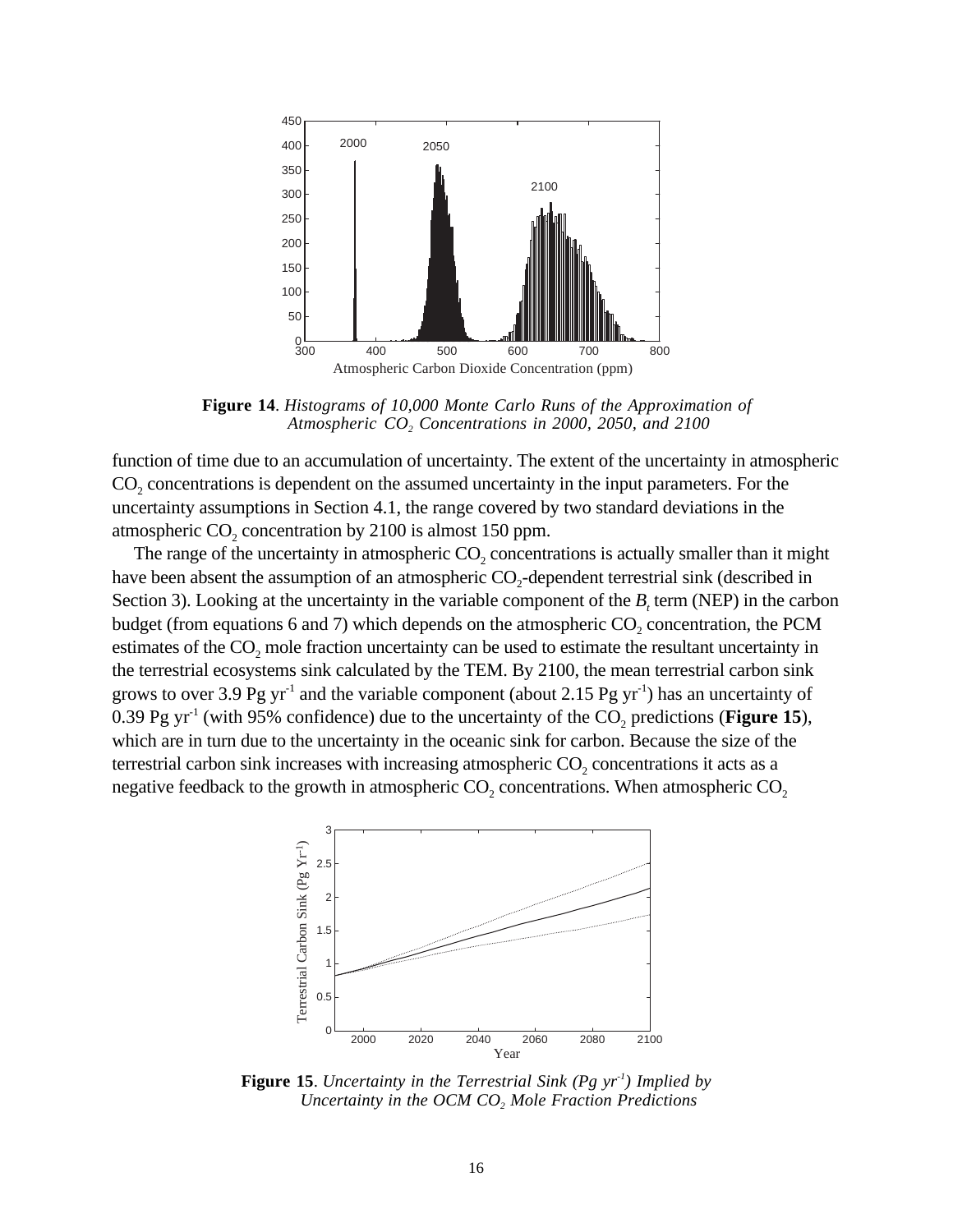**Figure 14**. *Histograms of 10,000 Monte Carlo Runs of the Approximation of Atmospheric $CO_2$ Concentrations in 2000, 2050, and 2100*

function of time due to an accumulation of uncertainty. The extent of the uncertainty in atmospheric $CO_2$ concentrations is dependent on the assumed uncertainty in the input parameters. For the uncertainty assumptions in Section 4.1, the range covered by two standard deviations in the atmospheric $CO_2$ concentration by 2100 is almost 150 ppm.

The range of the uncertainty in atmospheric $CO_2$ concentrations is actually smaller than it might have been absent the assumption of an atmospheric $CO_2$-dependent terrestrial sink (described in Section 3). Looking at the uncertainty in the variable component of the $B_t$ term (NEP) in the carbon budget (from equations 6 and 7) which depends on the atmospheric $CO_2$ concentration, the PCM estimates of the $CO_2$ mole fraction uncertainty can be used to estimate the resultant uncertainty in the terrestrial ecosystems sink calculated by the TEM. By 2100, the mean terrestrial carbon sink grows to over 3.9 Pg $yr^{-1}$ and the variable component (about 2.15 Pg $yr^{-1}$) has an uncertainty of 0.39 Pg $yr^{-1}$ (with 95% confidence) due to the uncertainty of the $CO_2$ predictions (**Figure 15**), which are in turn due to the uncertainty in the oceanic sink for carbon. Because the size of the terrestrial carbon sink increases with increasing atmospheric $CO_2$ concentrations it acts as a negative feedback to the growth in atmospheric $CO_2$ concentrations. When atmospheric $CO_2$

**Figure 15**. *Uncertainty in the Terrestrial Sink (Pg $yr^{-1}$) Implied by Uncertainty in the OCM $CO_2$ Mole Fraction Predictions*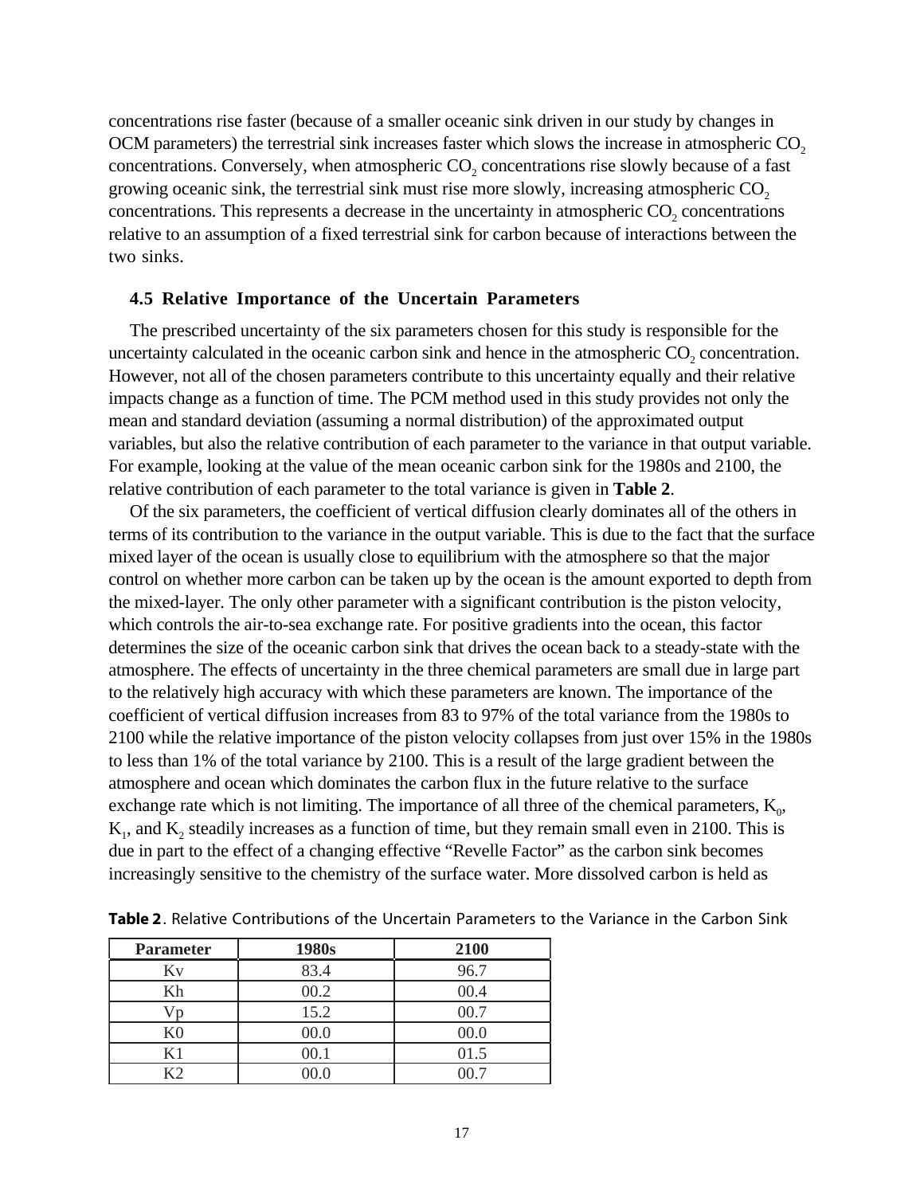concentrations rise faster (because of a smaller oceanic sink driven in our study by changes in OCM parameters) the terrestrial sink increases faster which slows the increase in atmospheric $CO_2$ concentrations. Conversely, when atmospheric $CO_2$ concentrations rise slowly because of a fast growing oceanic sink, the terrestrial sink must rise more slowly, increasing atmospheric $CO_2$ concentrations. This represents a decrease in the uncertainty in atmospheric $CO_2$ concentrations relative to an assumption of a fixed terrestrial sink for carbon because of interactions between the two sinks.

### 4.5 Relative Importance of the Uncertain Parameters

The prescribed uncertainty of the six parameters chosen for this study is responsible for the uncertainty calculated in the oceanic carbon sink and hence in the atmospheric $CO_2$ concentration. However, not all of the chosen parameters contribute to this uncertainty equally and their relative impacts change as a function of time. The PCM method used in this study provides not only the mean and standard deviation (assuming a normal distribution) of the approximated output variables, but also the relative contribution of each parameter to the variance in that output variable. For example, looking at the value of the mean oceanic carbon sink for the 1980s and 2100, the relative contribution of each parameter to the total variance is given in **Table 2**.

Of the six parameters, the coefficient of vertical diffusion clearly dominates all of the others in terms of its contribution to the variance in the output variable. This is due to the fact that the surface mixed layer of the ocean is usually close to equilibrium with the atmosphere so that the major control on whether more carbon can be taken up by the ocean is the amount exported to depth from the mixed-layer. The only other parameter with a significant contribution is the piston velocity, which controls the air-to-sea exchange rate. For positive gradients into the ocean, this factor determines the size of the oceanic carbon sink that drives the ocean back to a steady-state with the atmosphere. The effects of uncertainty in the three chemical parameters are small due in large part to the relatively high accuracy with which these parameters are known. The importance of the coefficient of vertical diffusion increases from 83 to 97% of the total variance from the 1980s to 2100 while the relative importance of the piston velocity collapses from just over 15% in the 1980s to less than 1% of the total variance by 2100. This is a result of the large gradient between the atmosphere and ocean which dominates the carbon flux in the future relative to the surface exchange rate which is not limiting. The importance of all three of the chemical parameters, $K_0$, $K_1$, and $K_2$ steadily increases as a function of time, but they remain small even in 2100. This is due in part to the effect of a changing effective "Revelle Factor" as the carbon sink becomes increasingly sensitive to the chemistry of the surface water. More dissolved carbon is held as

**Table 2**. Relative Contributions of the Uncertain Parameters to the Variance in the Carbon Sink

| Parameter | 1980s | 2100 |
|---|---|---|
| Kv | 83.4 | 96.7 |
| Kh | 00.2 | 00.4 |
| Vp | 15.2 | 00.7 |
| K0 | 00.0 | 00.0 |
| K1 | 00.1 | 01.5 |
| K2 | 00.0 | 00.7 |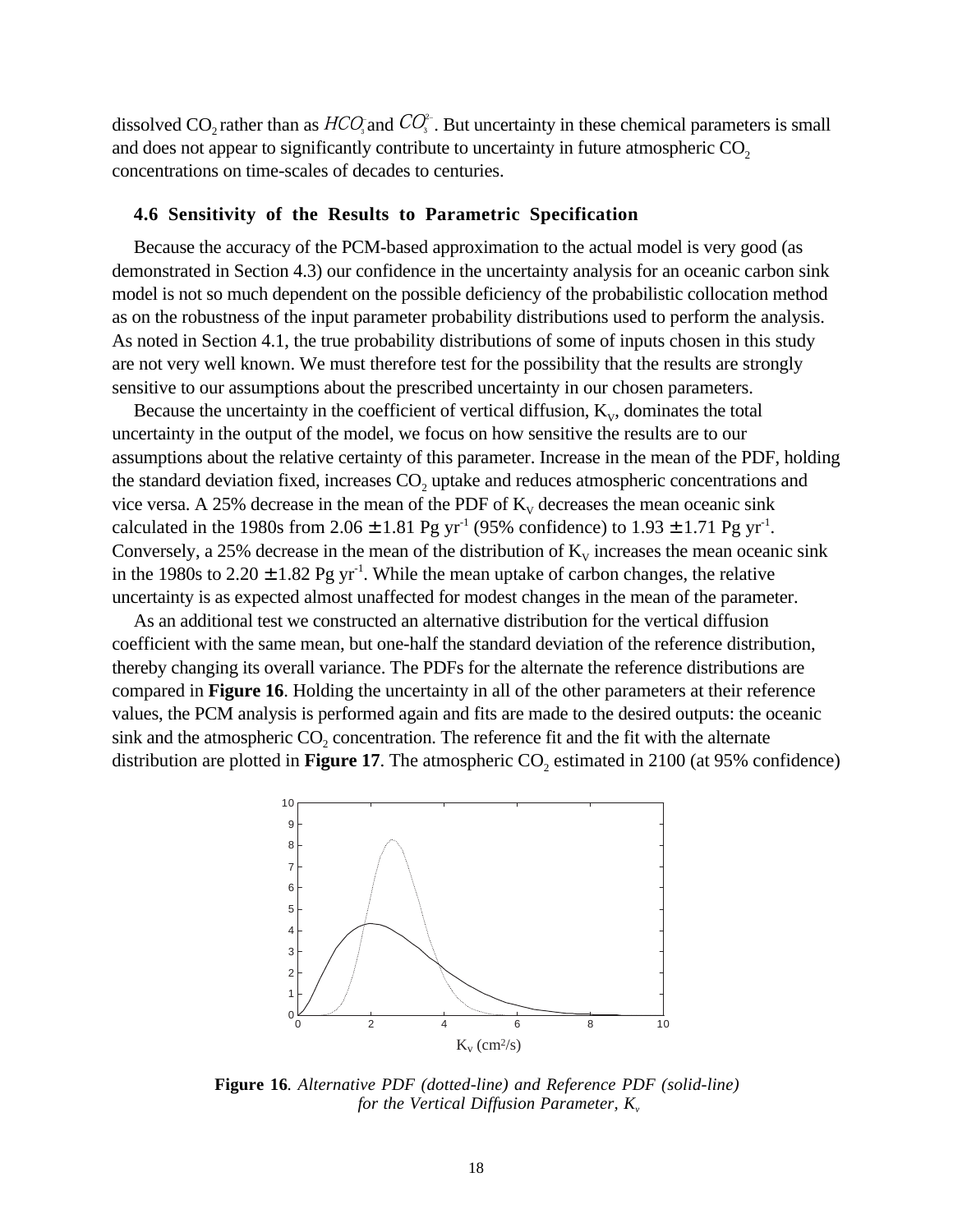dissolved $CO_2$ rather than as $HCO_3^-$ and $CO_3^{2-}$. But uncertainty in these chemical parameters is small and does not appear to significantly contribute to uncertainty in future atmospheric $CO_2$ concentrations on time-scales of decades to centuries.

### 4.6 Sensitivity of the Results to Parametric Specification

Because the accuracy of the PCM-based approximation to the actual model is very good (as demonstrated in Section 4.3) our confidence in the uncertainty analysis for an oceanic carbon sink model is not so much dependent on the possible deficiency of the probabilistic collocation method as on the robustness of the input parameter probability distributions used to perform the analysis. As noted in Section 4.1, the true probability distributions of some of inputs chosen in this study are not very well known. We must therefore test for the possibility that the results are strongly sensitive to our assumptions about the prescribed uncertainty in our chosen parameters.

Because the uncertainty in the coefficient of vertical diffusion, $K_V$, dominates the total uncertainty in the output of the model, we focus on how sensitive the results are to our assumptions about the relative certainty of this parameter. Increase in the mean of the PDF, holding the standard deviation fixed, increases $CO_2$ uptake and reduces atmospheric concentrations and vice versa. A 25% decrease in the mean of the PDF of $K_V$ decreases the mean oceanic sink calculated in the 1980s from $2.06 \pm 1.81$ Pg yr$^{-1}$ (95% confidence) to $1.93 \pm 1.71$ Pg yr$^{-1}$. Conversely, a 25% decrease in the mean of the distribution of $K_V$ increases the mean oceanic sink in the 1980s to $2.20 \pm 1.82$ Pg yr$^{-1}$. While the mean uptake of carbon changes, the relative uncertainty is as expected almost unaffected for modest changes in the mean of the parameter.

As an additional test we constructed an alternative distribution for the vertical diffusion coefficient with the same mean, but one-half the standard deviation of the reference distribution, thereby changing its overall variance. The PDFs for the alternate the reference distributions are compared in **Figure 16**. Holding the uncertainty in all of the other parameters at their reference values, the PCM analysis is performed again and fits are made to the desired outputs: the oceanic sink and the atmospheric $CO_2$ concentration. The reference fit and the fit with the alternate distribution are plotted in **Figure 17**. The atmospheric $CO_2$ estimated in 2100 (at 95% confidence)

**Figure 16**. *Alternative PDF (dotted-line) and Reference PDF (solid-line) for the Vertical Diffusion Parameter, $K_v$*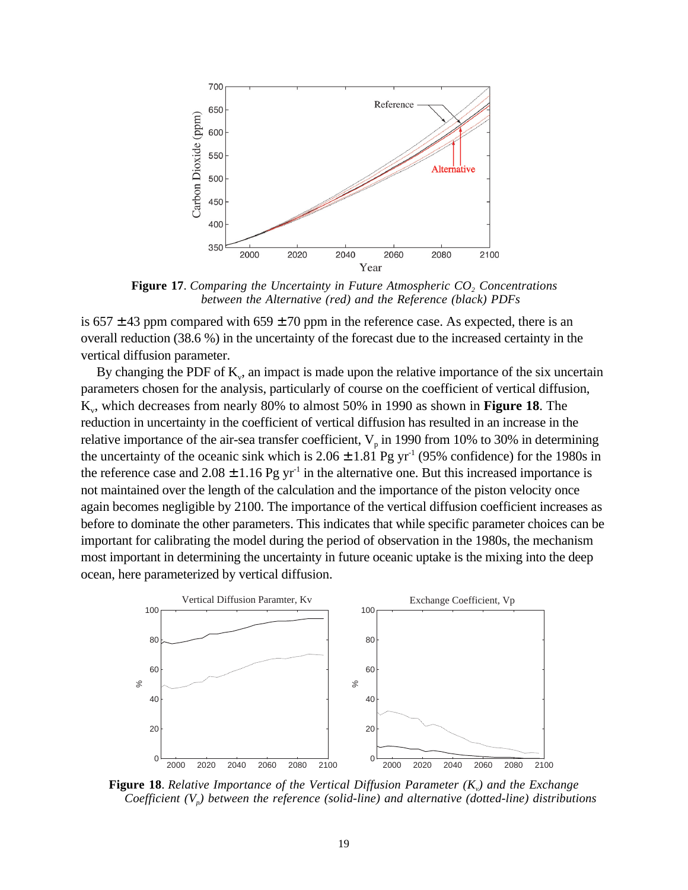**Figure 17**. *Comparing the Uncertainty in Future Atmospheric $CO_2$ Concentrations between the Alternative (red) and the Reference (black) PDFs*

is 657 ± 43 ppm compared with 659 ± 70 ppm in the reference case. As expected, there is an overall reduction (38.6 %) in the uncertainty of the forecast due to the increased certainty in the vertical diffusion parameter.

By changing the PDF of $K_v$, an impact is made upon the relative importance of the six uncertain parameters chosen for the analysis, particularly of course on the coefficient of vertical diffusion, $K_v$, which decreases from nearly 80% to almost 50% in 1990 as shown in **Figure 18**. The reduction in uncertainty in the coefficient of vertical diffusion has resulted in an increase in the relative importance of the air-sea transfer coefficient, $V_p$ in 1990 from 10% to 30% in determining the uncertainty of the oceanic sink which is 2.06 ± 1.81 Pg $yr^{-1}$ (95% confidence) for the 1980s in the reference case and 2.08 ± 1.16 Pg $yr^{-1}$ in the alternative one. But this increased importance is not maintained over the length of the calculation and the importance of the piston velocity once again becomes negligible by 2100. The importance of the vertical diffusion coefficient increases as before to dominate the other parameters. This indicates that while specific parameter choices can be important for calibrating the model during the period of observation in the 1980s, the mechanism most important in determining the uncertainty in future oceanic uptake is the mixing into the deep ocean, here parameterized by vertical diffusion.

**Figure 18**. *Relative Importance of the Vertical Diffusion Parameter ($K_v$) and the Exchange Coefficient ($V_p$) between the reference (solid-line) and alternative (dotted-line) distributions*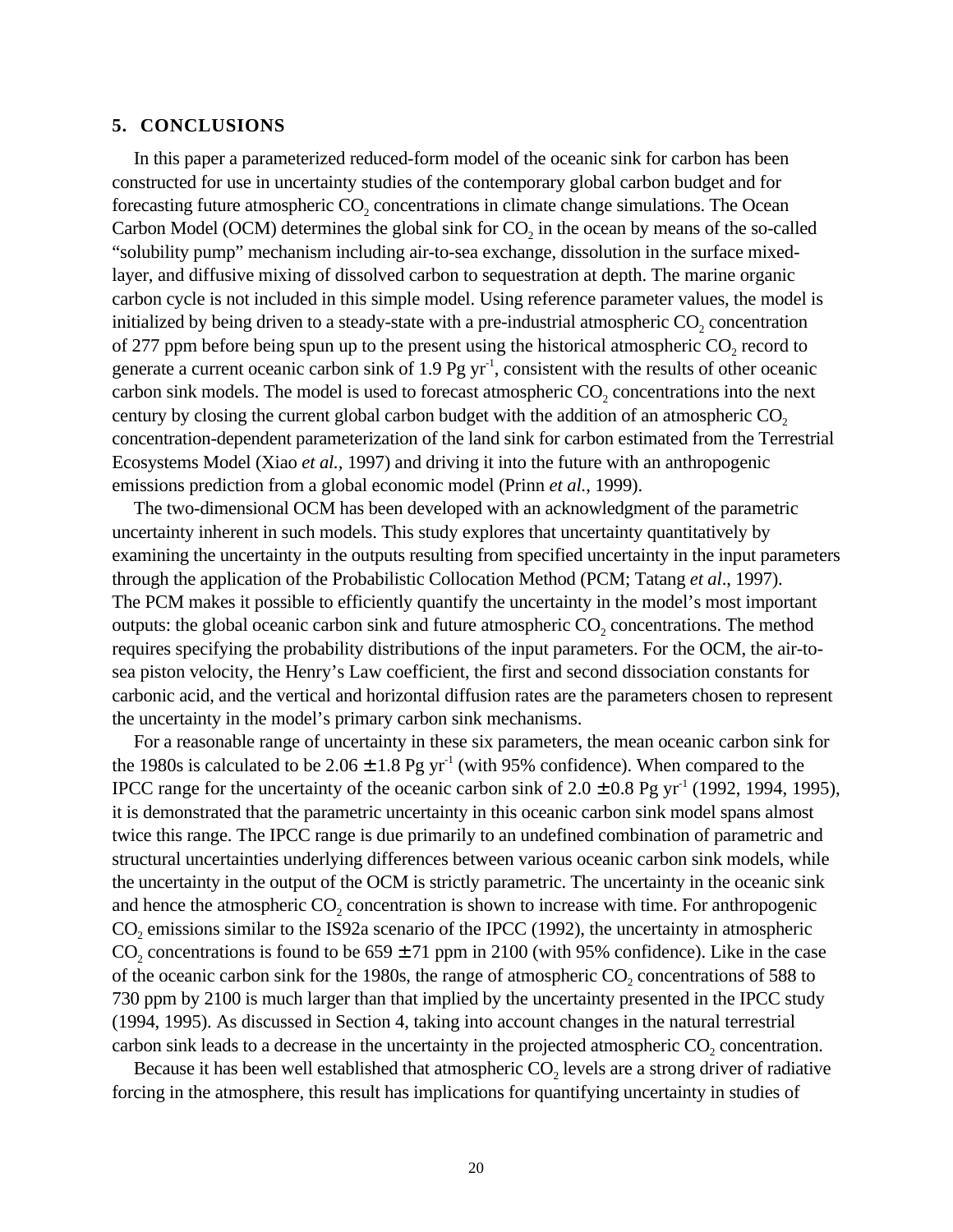## 5. CONCLUSIONS

In this paper a parameterized reduced-form model of the oceanic sink for carbon has been constructed for use in uncertainty studies of the contemporary global carbon budget and for forecasting future atmospheric $CO_2$ concentrations in climate change simulations. The Ocean Carbon Model (OCM) determines the global sink for $CO_2$ in the ocean by means of the so-called "solubility pump" mechanism including air-to-sea exchange, dissolution in the surface mixed-layer, and diffusive mixing of dissolved carbon to sequestration at depth. The marine organic carbon cycle is not included in this simple model. Using reference parameter values, the model is initialized by being driven to a steady-state with a pre-industrial atmospheric $CO_2$ concentration of 277 ppm before being spun up to the present using the historical atmospheric $CO_2$ record to generate a current oceanic carbon sink of 1.9 Pg $yr^{-1}$, consistent with the results of other oceanic carbon sink models. The model is used to forecast atmospheric $CO_2$ concentrations into the next century by closing the current global carbon budget with the addition of an atmospheric $CO_2$ concentration-dependent parameterization of the land sink for carbon estimated from the Terrestrial Ecosystems Model (Xiao *et al.*, 1997) and driving it into the future with an anthropogenic emissions prediction from a global economic model (Prinn *et al.*, 1999).

The two-dimensional OCM has been developed with an acknowledgment of the parametric uncertainty inherent in such models. This study explores that uncertainty quantitatively by examining the uncertainty in the outputs resulting from specified uncertainty in the input parameters through the application of the Probabilistic Collocation Method (PCM; Tatang *et al*., 1997). The PCM makes it possible to efficiently quantify the uncertainty in the model's most important outputs: the global oceanic carbon sink and future atmospheric $CO_2$ concentrations. The method requires specifying the probability distributions of the input parameters. For the OCM, the air-to-sea piston velocity, the Henry's Law coefficient, the first and second dissociation constants for carbonic acid, and the vertical and horizontal diffusion rates are the parameters chosen to represent the uncertainty in the model's primary carbon sink mechanisms.

For a reasonable range of uncertainty in these six parameters, the mean oceanic carbon sink for the 1980s is calculated to be $2.06 \pm 1.8$ Pg $yr^{-1}$ (with 95% confidence). When compared to the IPCC range for the uncertainty of the oceanic carbon sink of $2.0 \pm 0.8$ Pg $yr^{-1}$ (1992, 1994, 1995), it is demonstrated that the parametric uncertainty in this oceanic carbon sink model spans almost twice this range. The IPCC range is due primarily to an undefined combination of parametric and structural uncertainties underlying differences between various oceanic carbon sink models, while the uncertainty in the output of the OCM is strictly parametric. The uncertainty in the oceanic sink and hence the atmospheric $CO_2$ concentration is shown to increase with time. For anthropogenic $CO_2$ emissions similar to the IS92a scenario of the IPCC (1992), the uncertainty in atmospheric $CO_2$ concentrations is found to be $659 \pm 71$ ppm in 2100 (with 95% confidence). Like in the case of the oceanic carbon sink for the 1980s, the range of atmospheric $CO_2$ concentrations of 588 to 730 ppm by 2100 is much larger than that implied by the uncertainty presented in the IPCC study (1994, 1995). As discussed in Section 4, taking into account changes in the natural terrestrial carbon sink leads to a decrease in the uncertainty in the projected atmospheric $CO_2$ concentration.

Because it has been well established that atmospheric $CO_2$ levels are a strong driver of radiative forcing in the atmosphere, this result has implications for quantifying uncertainty in studies of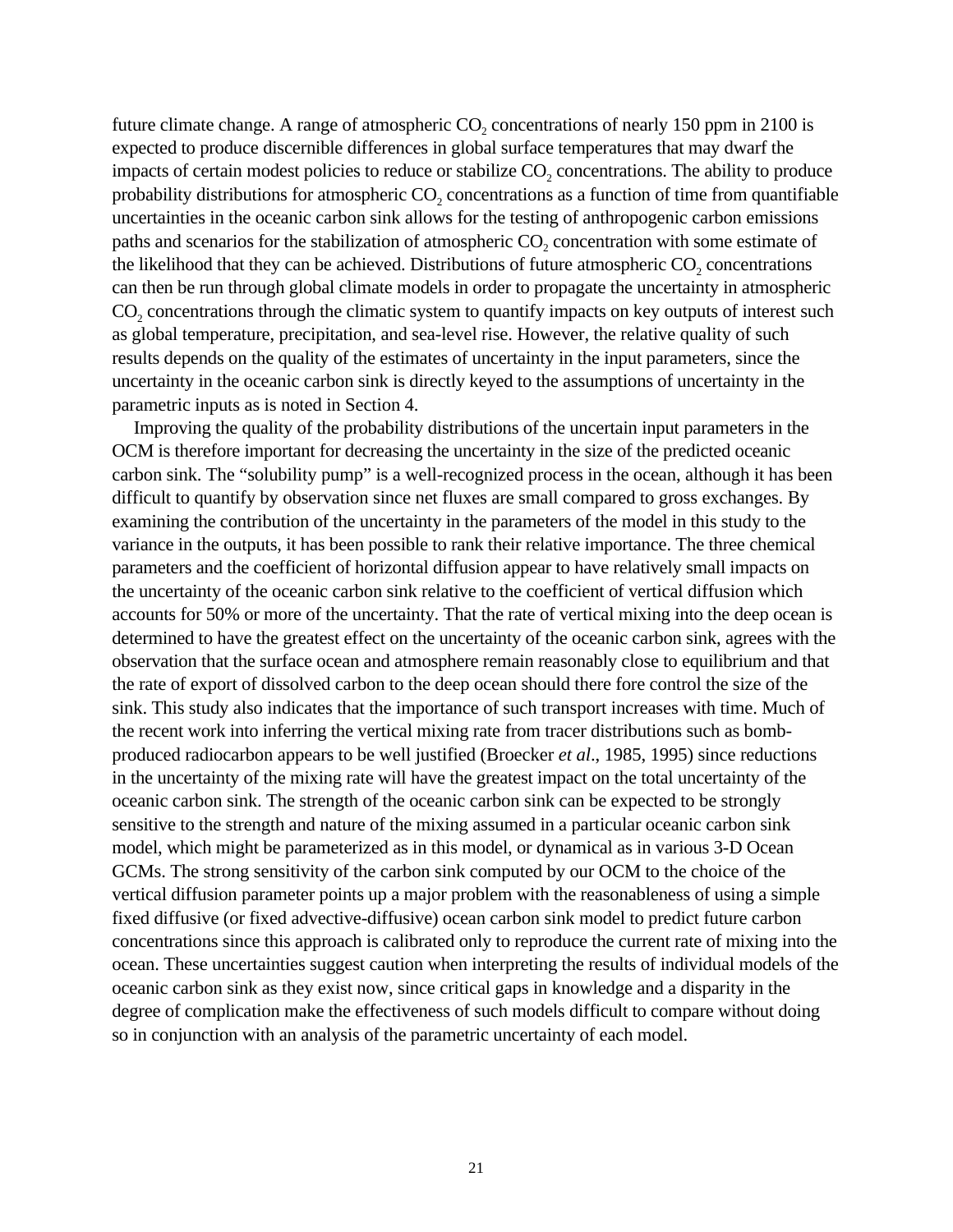future climate change. A range of atmospheric $CO_2$ concentrations of nearly 150 ppm in 2100 is expected to produce discernible differences in global surface temperatures that may dwarf the impacts of certain modest policies to reduce or stabilize $CO_2$ concentrations. The ability to produce probability distributions for atmospheric $CO_2$ concentrations as a function of time from quantifiable uncertainties in the oceanic carbon sink allows for the testing of anthropogenic carbon emissions paths and scenarios for the stabilization of atmospheric $CO_2$ concentration with some estimate of the likelihood that they can be achieved. Distributions of future atmospheric $CO_2$ concentrations can then be run through global climate models in order to propagate the uncertainty in atmospheric $CO_2$ concentrations through the climatic system to quantify impacts on key outputs of interest such as global temperature, precipitation, and sea-level rise. However, the relative quality of such results depends on the quality of the estimates of uncertainty in the input parameters, since the uncertainty in the oceanic carbon sink is directly keyed to the assumptions of uncertainty in the parametric inputs as is noted in Section 4.

Improving the quality of the probability distributions of the uncertain input parameters in the OCM is therefore important for decreasing the uncertainty in the size of the predicted oceanic carbon sink. The "solubility pump" is a well-recognized process in the ocean, although it has been difficult to quantify by observation since net fluxes are small compared to gross exchanges. By examining the contribution of the uncertainty in the parameters of the model in this study to the variance in the outputs, it has been possible to rank their relative importance. The three chemical parameters and the coefficient of horizontal diffusion appear to have relatively small impacts on the uncertainty of the oceanic carbon sink relative to the coefficient of vertical diffusion which accounts for 50% or more of the uncertainty. That the rate of vertical mixing into the deep ocean is determined to have the greatest effect on the uncertainty of the oceanic carbon sink, agrees with the observation that the surface ocean and atmosphere remain reasonably close to equilibrium and that the rate of export of dissolved carbon to the deep ocean should there fore control the size of the sink. This study also indicates that the importance of such transport increases with time. Much of the recent work into inferring the vertical mixing rate from tracer distributions such as bomb-produced radiocarbon appears to be well justified (Broecker *et al*., 1985, 1995) since reductions in the uncertainty of the mixing rate will have the greatest impact on the total uncertainty of the oceanic carbon sink. The strength of the oceanic carbon sink can be expected to be strongly sensitive to the strength and nature of the mixing assumed in a particular oceanic carbon sink model, which might be parameterized as in this model, or dynamical as in various 3-D Ocean GCMs. The strong sensitivity of the carbon sink computed by our OCM to the choice of the vertical diffusion parameter points up a major problem with the reasonableness of using a simple fixed diffusive (or fixed advective-diffusive) ocean carbon sink model to predict future carbon concentrations since this approach is calibrated only to reproduce the current rate of mixing into the ocean. These uncertainties suggest caution when interpreting the results of individual models of the oceanic carbon sink as they exist now, since critical gaps in knowledge and a disparity in the degree of complication make the effectiveness of such models difficult to compare without doing so in conjunction with an analysis of the parametric uncertainty of each model.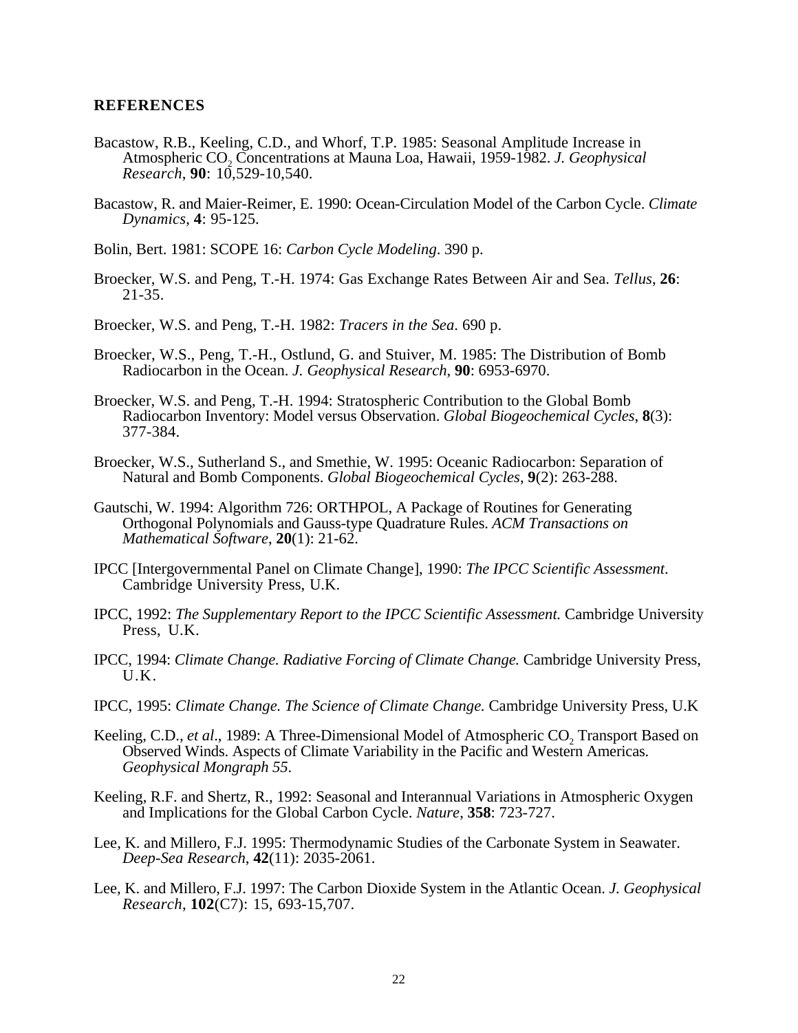## REFERENCES

Bacastow, R.B., Keeling, C.D., and Whorf, T.P. 1985: Seasonal Amplitude Increase in Atmospheric $CO_2$ Concentrations at Mauna Loa, Hawaii, 1959-1982. *J. Geophysical Research*, **90**: 10,529-10,540.

Bacastow, R. and Maier-Reimer, E. 1990: Ocean-Circulation Model of the Carbon Cycle. *Climate Dynamics*, **4**: 95-125.

Bolin, Bert. 1981: SCOPE 16: *Carbon Cycle Modeling*. 390 p.

Broecker, W.S. and Peng, T.-H. 1974: Gas Exchange Rates Between Air and Sea. *Tellus*, **26**: 21-35.

Broecker, W.S. and Peng, T.-H. 1982: *Tracers in the Sea*. 690 p.

Broecker, W.S., Peng, T.-H., Ostlund, G. and Stuiver, M. 1985: The Distribution of Bomb Radiocarbon in the Ocean. *J. Geophysical Research*, **90**: 6953-6970.

Broecker, W.S. and Peng, T.-H. 1994: Stratospheric Contribution to the Global Bomb Radiocarbon Inventory: Model versus Observation. *Global Biogeochemical Cycles*, **8**(3): 377-384.

Broecker, W.S., Sutherland S., and Smethie, W. 1995: Oceanic Radiocarbon: Separation of Natural and Bomb Components. *Global Biogeochemical Cycles*, **9**(2): 263-288.

Gautschi, W. 1994: Algorithm 726: ORTHPOL, A Package of Routines for Generating Orthogonal Polynomials and Gauss-type Quadrature Rules. *ACM Transactions on Mathematical Software*, **20**(1): 21-62.

IPCC [Intergovernmental Panel on Climate Change], 1990: *The IPCC Scientific Assessment*. Cambridge University Press, U.K.

IPCC, 1992: *The Supplementary Report to the IPCC Scientific Assessment.* Cambridge University Press, U.K.

IPCC, 1994: *Climate Change. Radiative Forcing of Climate Change.* Cambridge University Press, U.K.

IPCC, 1995: *Climate Change. The Science of Climate Change.* Cambridge University Press, U.K

Keeling, C.D., *et al*., 1989: A Three-Dimensional Model of Atmospheric $CO_2$ Transport Based on Observed Winds. Aspects of Climate Variability in the Pacific and Western Americas. *Geophysical Mongraph 55*.

Keeling, R.F. and Shertz, R., 1992: Seasonal and Interannual Variations in Atmospheric Oxygen and Implications for the Global Carbon Cycle. *Nature*, **358**: 723-727.

Lee, K. and Millero, F.J. 1995: Thermodynamic Studies of the Carbonate System in Seawater. *Deep-Sea Research*, **42**(11): 2035-2061.

Lee, K. and Millero, F.J. 1997: The Carbon Dioxide System in the Atlantic Ocean. *J. Geophysical Research*, **102**(C7): 15, 693-15,707.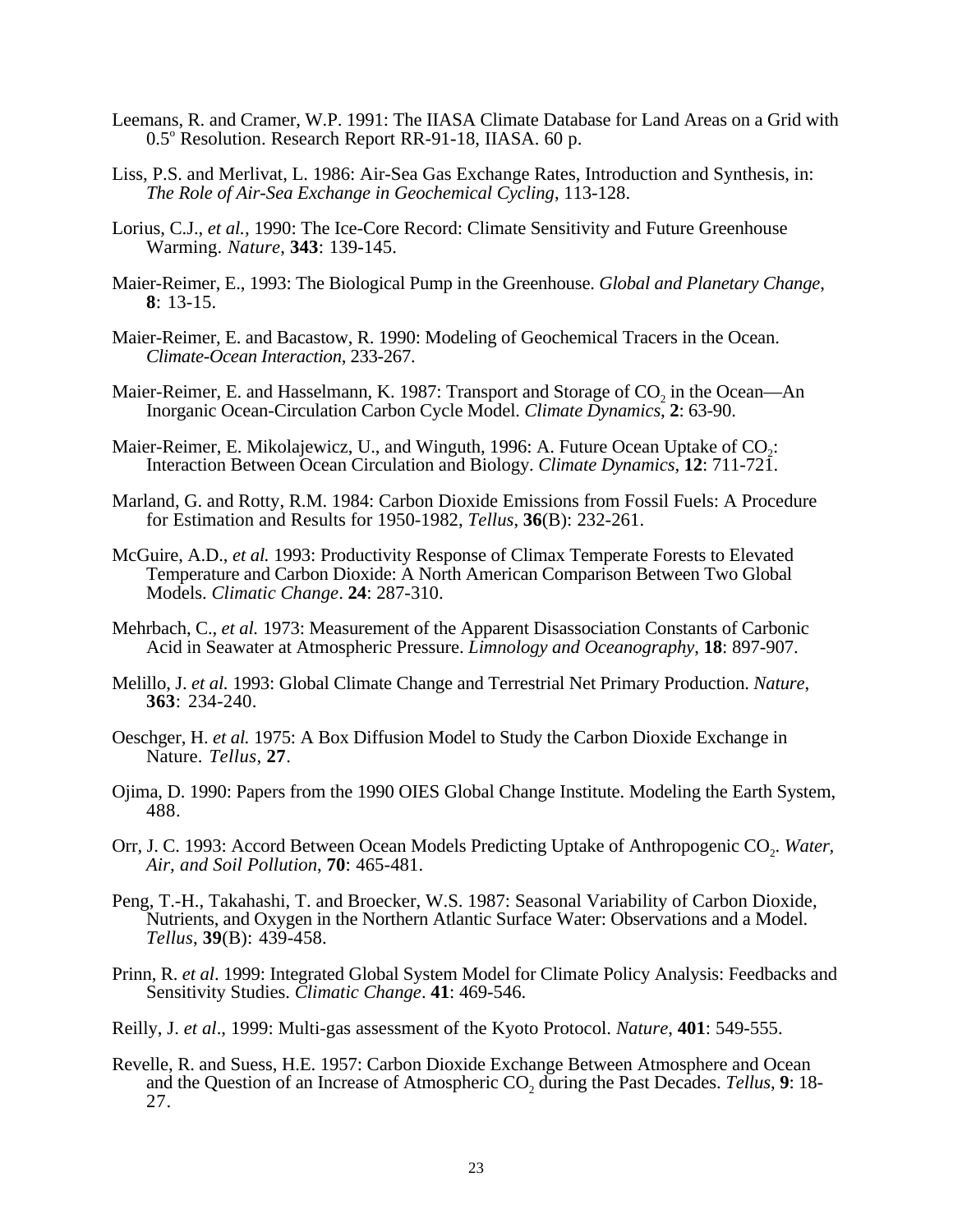Leemans, R. and Cramer, W.P. 1991: The IIASA Climate Database for Land Areas on a Grid with $0.5^{o}$ Resolution. Research Report RR-91-18, IIASA. 60 p.

Liss, P.S. and Merlivat, L. 1986: Air-Sea Gas Exchange Rates, Introduction and Synthesis, in: *The Role of Air-Sea Exchange in Geochemical Cycling*, 113-128.

Lorius, C.J., *et al.*, 1990: The Ice-Core Record: Climate Sensitivity and Future Greenhouse Warming. *Nature*, **343**: 139-145.

Maier-Reimer, E., 1993: The Biological Pump in the Greenhouse. *Global and Planetary Change*, **8**: 13-15.

Maier-Reimer, E. and Bacastow, R. 1990: Modeling of Geochemical Tracers in the Ocean. *Climate-Ocean Interaction*, 233-267.

Maier-Reimer, E. and Hasselmann, K. 1987: Transport and Storage of $CO_2$ in the Ocean—An Inorganic Ocean-Circulation Carbon Cycle Model. *Climate Dynamics*, **2**: 63-90.

Maier-Reimer, E. Mikolajewicz, U., and Winguth, 1996: A. Future Ocean Uptake of $CO_2$: Interaction Between Ocean Circulation and Biology. *Climate Dynamics*, **12**: 711-721.

Marland, G. and Rotty, R.M. 1984: Carbon Dioxide Emissions from Fossil Fuels: A Procedure for Estimation and Results for 1950-1982, *Tellus*, **36**(B): 232-261.

McGuire, A.D., *et al.* 1993: Productivity Response of Climax Temperate Forests to Elevated Temperature and Carbon Dioxide: A North American Comparison Between Two Global Models. *Climatic Change*. **24**: 287-310.

Mehrbach, C., *et al.* 1973: Measurement of the Apparent Disassociation Constants of Carbonic Acid in Seawater at Atmospheric Pressure. *Limnology and Oceanography*, **18**: 897-907.

Melillo, J. *et al.* 1993: Global Climate Change and Terrestrial Net Primary Production. *Nature*, **363**: 234-240.

Oeschger, H. *et al.* 1975: A Box Diffusion Model to Study the Carbon Dioxide Exchange in Nature. *Tellus*, **27**.

Ojima, D. 1990: Papers from the 1990 OIES Global Change Institute. Modeling the Earth System, 488.

Orr, J. C. 1993: Accord Between Ocean Models Predicting Uptake of Anthropogenic $CO_2$. *Water, Air, and Soil Pollution*, **70**: 465-481.

Peng, T.-H., Takahashi, T. and Broecker, W.S. 1987: Seasonal Variability of Carbon Dioxide, Nutrients, and Oxygen in the Northern Atlantic Surface Water: Observations and a Model. *Tellus*, **39**(B): 439-458.

Prinn, R. *et al*. 1999: Integrated Global System Model for Climate Policy Analysis: Feedbacks and Sensitivity Studies. *Climatic Change*. **41**: 469-546.

Reilly, J. *et al*., 1999: Multi-gas assessment of the Kyoto Protocol. *Nature*, **401**: 549-555.

Revelle, R. and Suess, H.E. 1957: Carbon Dioxide Exchange Between Atmosphere and Ocean and the Question of an Increase of Atmospheric $CO_2$ during the Past Decades. *Tellus*, **9**: 18-27.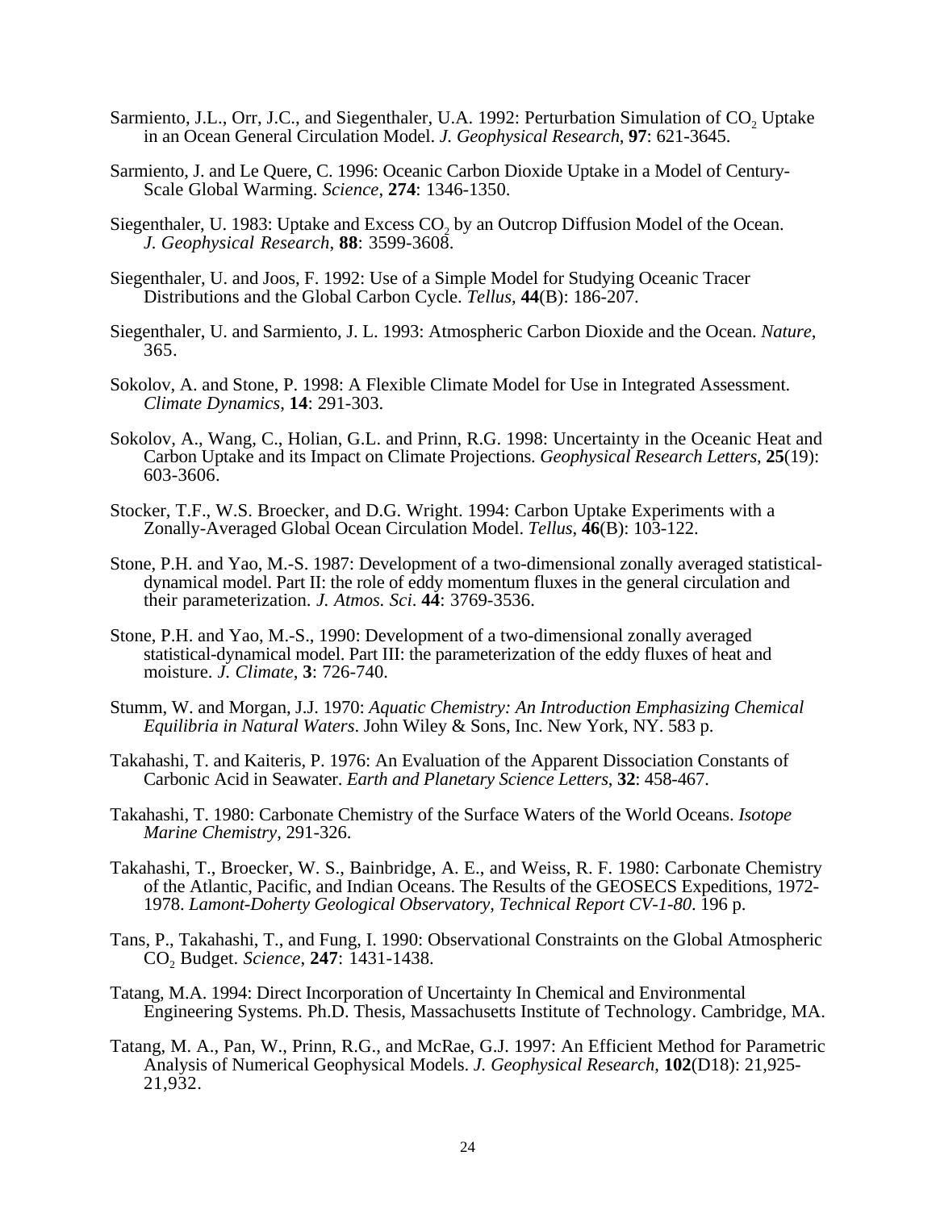Sarmiento, J.L., Orr, J.C., and Siegenthaler, U.A. 1992: Perturbation Simulation of $CO_2$ Uptake in an Ocean General Circulation Model. *J. Geophysical Research*, **97**: 621-3645.

Sarmiento, J. and Le Quere, C. 1996: Oceanic Carbon Dioxide Uptake in a Model of Century-Scale Global Warming. *Science*, **274**: 1346-1350.

Siegenthaler, U. 1983: Uptake and Excess $CO_2$ by an Outcrop Diffusion Model of the Ocean. *J. Geophysical Research*, **88**: 3599-3608.

Siegenthaler, U. and Joos, F. 1992: Use of a Simple Model for Studying Oceanic Tracer Distributions and the Global Carbon Cycle. *Tellus*, **44**(B): 186-207.

Siegenthaler, U. and Sarmiento, J. L. 1993: Atmospheric Carbon Dioxide and the Ocean. *Nature*, 365.

Sokolov, A. and Stone, P. 1998: A Flexible Climate Model for Use in Integrated Assessment. *Climate Dynamics*, **14**: 291-303.

Sokolov, A., Wang, C., Holian, G.L. and Prinn, R.G. 1998: Uncertainty in the Oceanic Heat and Carbon Uptake and its Impact on Climate Projections. *Geophysical Research Letters*, **25**(19): 603-3606.

Stocker, T.F., W.S. Broecker, and D.G. Wright. 1994: Carbon Uptake Experiments with a Zonally-Averaged Global Ocean Circulation Model. *Tellus*, **46**(B): 103-122.

Stone, P.H. and Yao, M.-S. 1987: Development of a two-dimensional zonally averaged statistical-dynamical model. Part II: the role of eddy momentum fluxes in the general circulation and their parameterization. *J. Atmos. Sci*. **44**: 3769-3536.

Stone, P.H. and Yao, M.-S., 1990: Development of a two-dimensional zonally averaged statistical-dynamical model. Part III: the parameterization of the eddy fluxes of heat and moisture. *J. Climate*, **3**: 726-740.

Stumm, W. and Morgan, J.J. 1970: *Aquatic Chemistry: An Introduction Emphasizing Chemical Equilibria in Natural Waters*. John Wiley & Sons, Inc. New York, NY. 583 p.

Takahashi, T. and Kaiteris, P. 1976: An Evaluation of the Apparent Dissociation Constants of Carbonic Acid in Seawater. *Earth and Planetary Science Letters*, **32**: 458-467.

Takahashi, T. 1980: Carbonate Chemistry of the Surface Waters of the World Oceans. *Isotope Marine Chemistry*, 291-326.

Takahashi, T., Broecker, W. S., Bainbridge, A. E., and Weiss, R. F. 1980: Carbonate Chemistry of the Atlantic, Pacific, and Indian Oceans. The Results of the GEOSECS Expeditions, 1972-1978. *Lamont-Doherty Geological Observatory, Technical Report CV-1-80*. 196 p.

Tans, P., Takahashi, T., and Fung, I. 1990: Observational Constraints on the Global Atmospheric $CO_2$ Budget. *Science*, **247**: 1431-1438.

Tatang, M.A. 1994: Direct Incorporation of Uncertainty In Chemical and Environmental Engineering Systems. Ph.D. Thesis, Massachusetts Institute of Technology. Cambridge, MA.

Tatang, M. A., Pan, W., Prinn, R.G., and McRae, G.J. 1997: An Efficient Method for Parametric Analysis of Numerical Geophysical Models. *J. Geophysical Research*, **102**(D18): 21,925-21,932.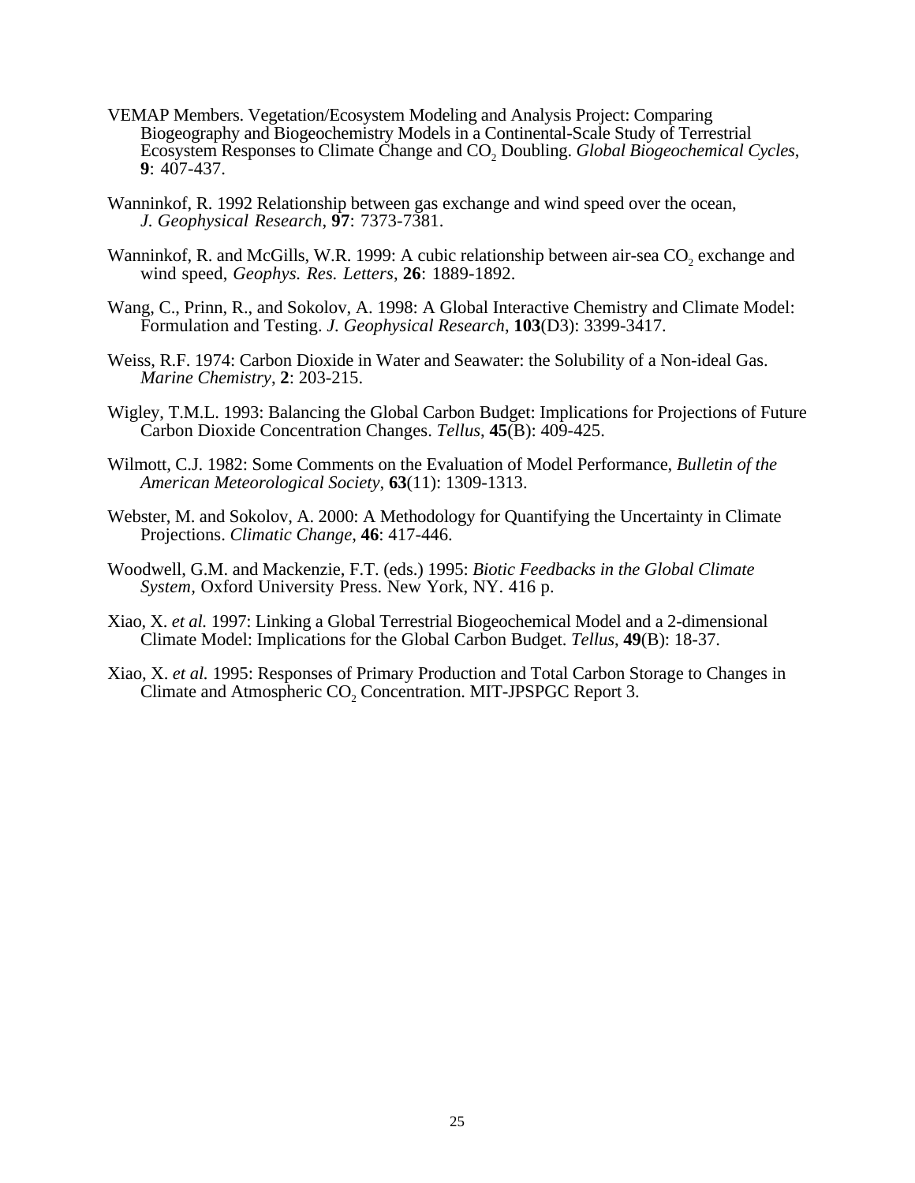VEMAP Members. Vegetation/Ecosystem Modeling and Analysis Project: Comparing Biogeography and Biogeochemistry Models in a Continental-Scale Study of Terrestrial Ecosystem Responses to Climate Change and $CO_2$ Doubling. *Global Biogeochemical Cycles*, **9**: 407-437.

Wanninkof, R. 1992 Relationship between gas exchange and wind speed over the ocean, *J. Geophysical Research*, **97**: 7373-7381.

Wanninkof, R. and McGills, W.R. 1999: A cubic relationship between air-sea $CO_2$ exchange and wind speed, *Geophys. Res. Letters*, **26**: 1889-1892.

Wang, C., Prinn, R., and Sokolov, A. 1998: A Global Interactive Chemistry and Climate Model: Formulation and Testing. *J. Geophysical Research*, **103**(D3): 3399-3417.

Weiss, R.F. 1974: Carbon Dioxide in Water and Seawater: the Solubility of a Non-ideal Gas. *Marine Chemistry*, **2**: 203-215.

Wigley, T.M.L. 1993: Balancing the Global Carbon Budget: Implications for Projections of Future Carbon Dioxide Concentration Changes. *Tellus*, **45**(B): 409-425.

Wilmott, C.J. 1982: Some Comments on the Evaluation of Model Performance, *Bulletin of the American Meteorological Society*, **63**(11): 1309-1313.

Webster, M. and Sokolov, A. 2000: A Methodology for Quantifying the Uncertainty in Climate Projections. *Climatic Change*, **46**: 417-446.

Woodwell, G.M. and Mackenzie, F.T. (eds.) 1995: *Biotic Feedbacks in the Global Climate System*, Oxford University Press. New York, NY. 416 p.

Xiao, X. *et al.* 1997: Linking a Global Terrestrial Biogeochemical Model and a 2-dimensional Climate Model: Implications for the Global Carbon Budget. *Tellus*, **49**(B): 18-37.

Xiao, X. *et al.* 1995: Responses of Primary Production and Total Carbon Storage to Changes in Climate and Atmospheric $CO_2$ Concentration. MIT-JPSPGC Report 3.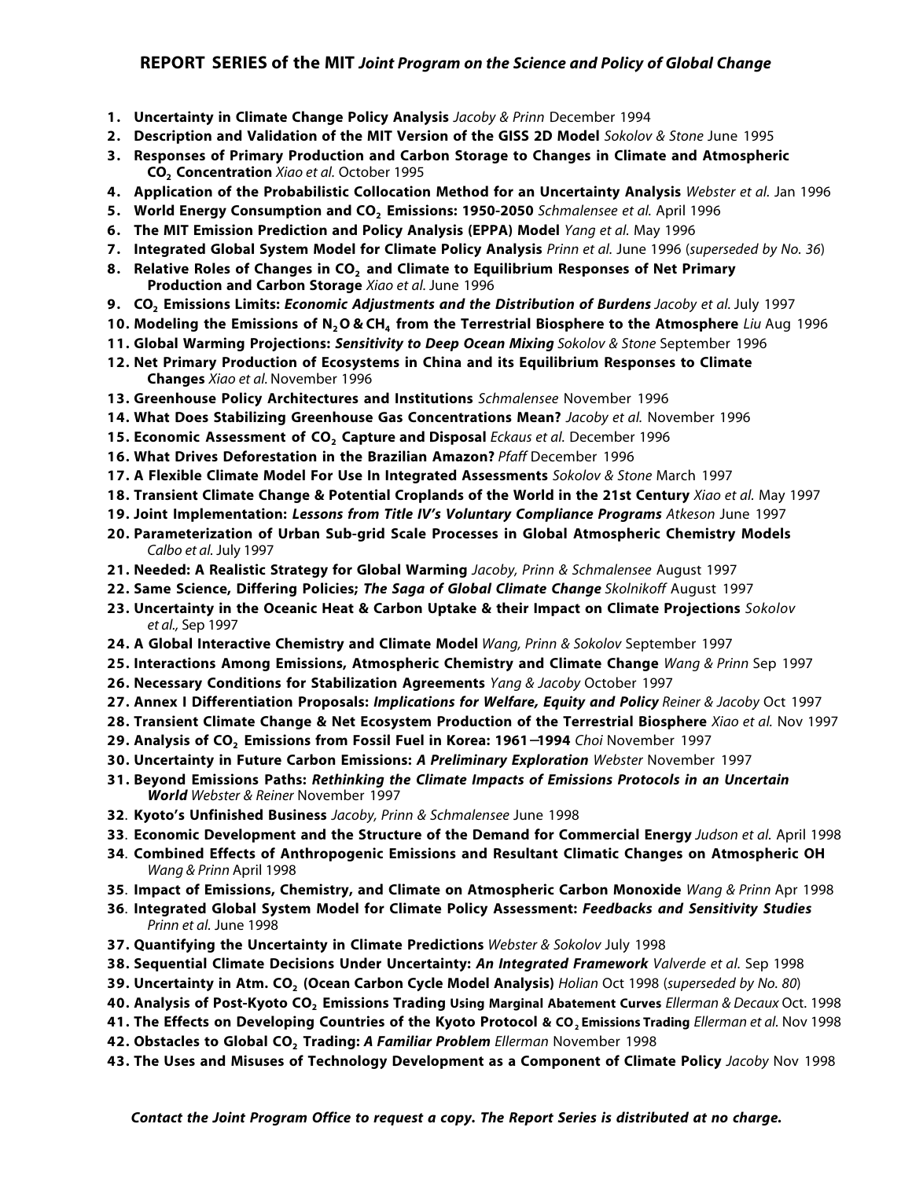## REPORT SERIES of the MIT *Joint Program on the Science and Policy of Global Change*

1. **Uncertainty in Climate Change Policy Analysis** *Jacoby & Prinn* December 1994
2. **Description and Validation of the MIT Version of the GISS 2D Model** *Sokolov & Stone* June 1995
3. **Responses of Primary Production and Carbon Storage to Changes in Climate and Atmospheric $CO_2$ Concentration** *Xiao et al.* October 1995
4. **Application of the Probabilistic Collocation Method for an Uncertainty Analysis** *Webster et al.* Jan 1996
5. **World Energy Consumption and $CO_2$ Emissions: 1950-2050** *Schmalensee et al.* April 1996
6. **The MIT Emission Prediction and Policy Analysis (EPPA) Model** *Yang et al.* May 1996
7. **Integrated Global System Model for Climate Policy Analysis** *Prinn et al.* June 1996 (*superseded by No. 36*)
8. **Relative Roles of Changes in $CO_2$ and Climate to Equilibrium Responses of Net Primary Production and Carbon Storage** *Xiao et al.* June 1996
9. **$CO_2$ Emissions Limits: *Economic Adjustments and the Distribution of Burdens*** *Jacoby et al.* July 1997
10. **Modeling the Emissions of $N_2O$ & $CH_4$ from the Terrestrial Biosphere to the Atmosphere** *Liu* Aug 1996
11. **Global Warming Projections: *Sensitivity to Deep Ocean Mixing*** *Sokolov & Stone* September 1996
12. **Net Primary Production of Ecosystems in China and its Equilibrium Responses to Climate Changes** *Xiao et al.* November 1996
13. **Greenhouse Policy Architectures and Institutions** *Schmalensee* November 1996
14. **What Does Stabilizing Greenhouse Gas Concentrations Mean?** *Jacoby et al.* November 1996
15. **Economic Assessment of $CO_2$ Capture and Disposal** *Eckaus et al.* December 1996
16. **What Drives Deforestation in the Brazilian Amazon?** *Pfaff* December 1996
17. **A Flexible Climate Model For Use In Integrated Assessments** *Sokolov & Stone* March 1997
18. **Transient Climate Change & Potential Croplands of the World in the 21st Century** *Xiao et al.* May 1997
19. **Joint Implementation: *Lessons from Title IV's Voluntary Compliance Programs*** *Atkeson* June 1997
20. **Parameterization of Urban Sub-grid Scale Processes in Global Atmospheric Chemistry Models** *Calbo et al.* July 1997
21. **Needed: A Realistic Strategy for Global Warming** *Jacoby, Prinn & Schmalensee* August 1997
22. **Same Science, Differing Policies; *The Saga of Global Climate Change*** *Skolnikoff* August 1997
23. **Uncertainty in the Oceanic Heat & Carbon Uptake & their Impact on Climate Projections** *Sokolov et al.,* Sep 1997
24. **A Global Interactive Chemistry and Climate Model** *Wang, Prinn & Sokolov* September 1997
25. **Interactions Among Emissions, Atmospheric Chemistry and Climate Change** *Wang & Prinn* Sep 1997
26. **Necessary Conditions for Stabilization Agreements** *Yang & Jacoby* October 1997
27. **Annex I Differentiation Proposals: *Implications for Welfare, Equity and Policy*** *Reiner & Jacoby* Oct 1997
28. **Transient Climate Change & Net Ecosystem Production of the Terrestrial Biosphere** *Xiao et al.* Nov 1997
29. **Analysis of $CO_2$ Emissions from Fossil Fuel in Korea: 1961–1994** *Choi* November 1997
30. **Uncertainty in Future Carbon Emissions: *A Preliminary Exploration*** *Webster* November 1997
31. **Beyond Emissions Paths: *Rethinking the Climate Impacts of Emissions Protocols in an Uncertain World*** *Webster & Reiner* November 1997
32. **Kyoto's Unfinished Business** *Jacoby, Prinn & Schmalensee* June 1998
33. **Economic Development and the Structure of the Demand for Commercial Energy** *Judson et al.* April 1998
34. **Combined Effects of Anthropogenic Emissions and Resultant Climatic Changes on Atmospheric OH** *Wang & Prinn* April 1998
35. **Impact of Emissions, Chemistry, and Climate on Atmospheric Carbon Monoxide** *Wang & Prinn* Apr 1998
36. **Integrated Global System Model for Climate Policy Assessment: *Feedbacks and Sensitivity Studies*** *Prinn et al.* June 1998
37. **Quantifying the Uncertainty in Climate Predictions** *Webster & Sokolov* July 1998
38. **Sequential Climate Decisions Under Uncertainty: *An Integrated Framework*** *Valverde et al.* Sep 1998
39. **Uncertainty in Atm. $CO_2$ (Ocean Carbon Cycle Model Analysis)** *Holian* Oct 1998 (*superseded by No. 80*)
40. **Analysis of Post-Kyoto $CO_2$ Emissions Trading Using Marginal Abatement Curves** *Ellerman & Decaux* Oct. 1998
41. **The Effects on Developing Countries of the Kyoto Protocol & $CO_2$ Emissions Trading** *Ellerman et al.* Nov 1998
42. **Obstacles to Global $CO_2$ Trading: *A Familiar Problem*** *Ellerman* November 1998
43. **The Uses and Misuses of Technology Development as a Component of Climate Policy** *Jacoby* Nov 1998

***Contact the Joint Program Office to request a copy. The Report Series is distributed at no charge.***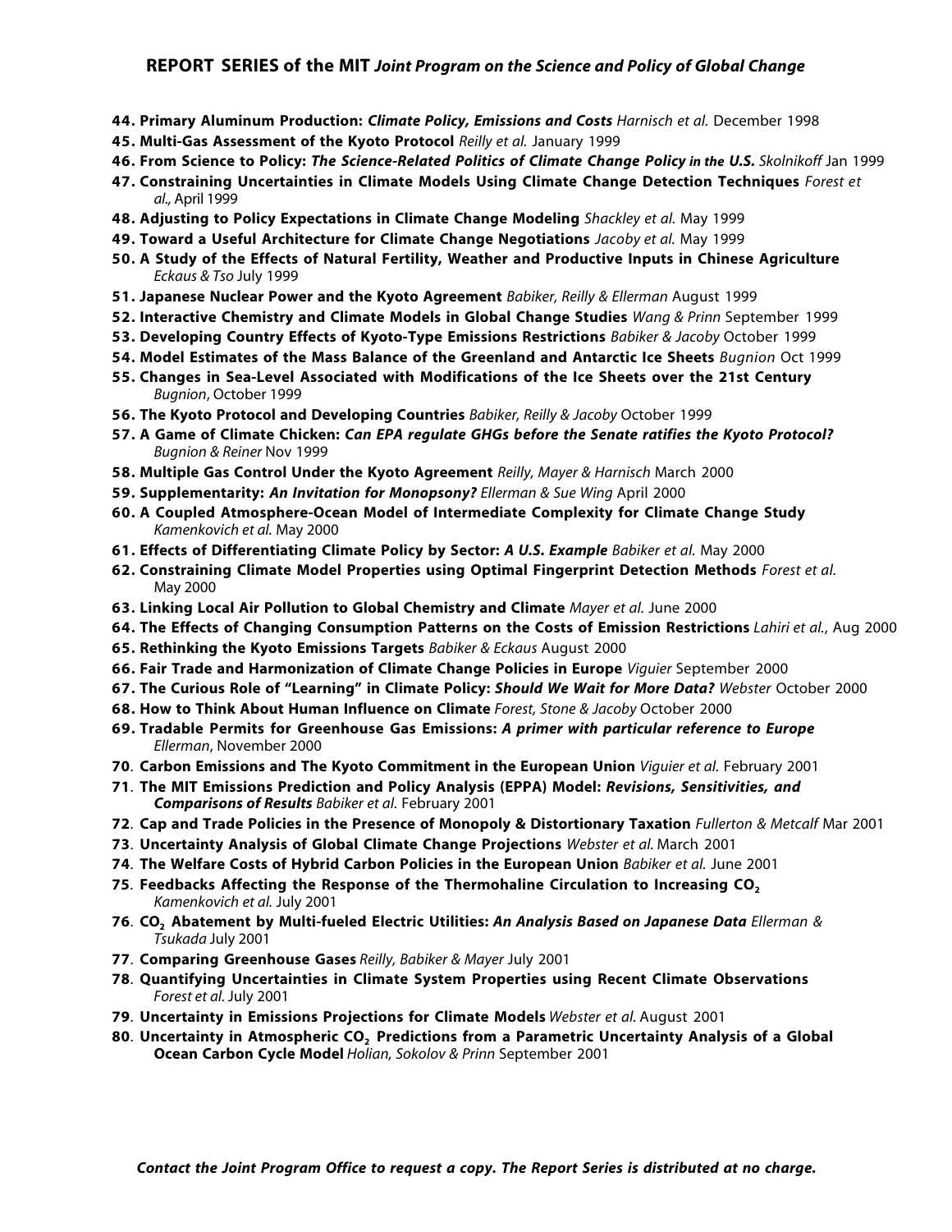## REPORT SERIES of the MIT *Joint Program on the Science and Policy of Global Change*

**44. Primary Aluminum Production:** ***Climate Policy, Emissions and Costs*** *Harnisch et al.* December 1998

**45. Multi-Gas Assessment of the Kyoto Protocol** *Reilly et al.* January 1999

**46. From Science to Policy:** ***The Science-Related Politics of Climate Change Policy in the U.S.*** *Skolnikoff* Jan 1999

**47. Constraining Uncertainties in Climate Models Using Climate Change Detection Techniques** *Forest et al.,* April 1999

**48. Adjusting to Policy Expectations in Climate Change Modeling** *Shackley et al.* May 1999

**49. Toward a Useful Architecture for Climate Change Negotiations** *Jacoby et al.* May 1999

**50. A Study of the Effects of Natural Fertility, Weather and Productive Inputs in Chinese Agriculture** *Eckaus & Tso* July 1999

**51. Japanese Nuclear Power and the Kyoto Agreement** *Babiker, Reilly & Ellerman* August 1999

**52. Interactive Chemistry and Climate Models in Global Change Studies** *Wang & Prinn* September 1999

**53. Developing Country Effects of Kyoto-Type Emissions Restrictions** *Babiker & Jacoby* October 1999

**54. Model Estimates of the Mass Balance of the Greenland and Antarctic Ice Sheets** *Bugnion* Oct 1999

**55. Changes in Sea-Level Associated with Modifications of the Ice Sheets over the 21st Century** *Bugnion*, October 1999

**56. The Kyoto Protocol and Developing Countries** *Babiker, Reilly & Jacoby* October 1999

**57. A Game of Climate Chicken:** ***Can EPA regulate GHGs before the Senate ratifies the Kyoto Protocol?*** *Bugnion & Reiner* Nov 1999

**58. Multiple Gas Control Under the Kyoto Agreement** *Reilly, Mayer & Harnisch* March 2000

**59. Supplementarity:** ***An Invitation for Monopsony?*** *Ellerman & Sue Wing* April 2000

**60. A Coupled Atmosphere-Ocean Model of Intermediate Complexity for Climate Change Study** *Kamenkovich et al.* May 2000

**61. Effects of Differentiating Climate Policy by Sector:** ***A U.S. Example*** *Babiker et al.* May 2000

**62. Constraining Climate Model Properties using Optimal Fingerprint Detection Methods** *Forest et al.* May 2000

**63. Linking Local Air Pollution to Global Chemistry and Climate** *Mayer et al.* June 2000

**64. The Effects of Changing Consumption Patterns on the Costs of Emission Restrictions** *Lahiri et al.*, Aug 2000

**65. Rethinking the Kyoto Emissions Targets** *Babiker & Eckaus* August 2000

**66. Fair Trade and Harmonization of Climate Change Policies in Europe** *Viguier* September 2000

**67. The Curious Role of "Learning" in Climate Policy:** ***Should We Wait for More Data?*** *Webster* October 2000

**68. How to Think About Human Influence on Climate** *Forest, Stone & Jacoby* October 2000

**69. Tradable Permits for Greenhouse Gas Emissions:** ***A primer with particular reference to Europe*** *Ellerman*, November 2000

**70. Carbon Emissions and The Kyoto Commitment in the European Union** *Viguier et al.* February 2001

**71. The MIT Emissions Prediction and Policy Analysis (EPPA) Model:** ***Revisions, Sensitivities, and Comparisons of Results*** *Babiker et al.* February 2001

**72. Cap and Trade Policies in the Presence of Monopoly & Distortionary Taxation** *Fullerton & Metcalf* Mar 2001

**73. Uncertainty Analysis of Global Climate Change Projections** *Webster et al.* March 2001

**74. The Welfare Costs of Hybrid Carbon Policies in the European Union** *Babiker et al.* June 2001

**75. Feedbacks Affecting the Response of the Thermohaline Circulation to Increasing $CO_2$** *Kamenkovich et al.* July 2001

**76. $CO_2$ Abatement by Multi-fueled Electric Utilities:** ***An Analysis Based on Japanese Data*** *Ellerman & Tsukada* July 2001

**77. Comparing Greenhouse Gases** *Reilly, Babiker & Mayer* July 2001

**78. Quantifying Uncertainties in Climate System Properties using Recent Climate Observations** *Forest et al.* July 2001

**79. Uncertainty in Emissions Projections for Climate Models** *Webster et al.* August 2001

**80. Uncertainty in Atmospheric $CO_2$ Predictions from a Parametric Uncertainty Analysis of a Global Ocean Carbon Cycle Model** *Holian, Sokolov & Prinn* September 2001

***Contact the Joint Program Office to request a copy. The Report Series is distributed at no charge.***